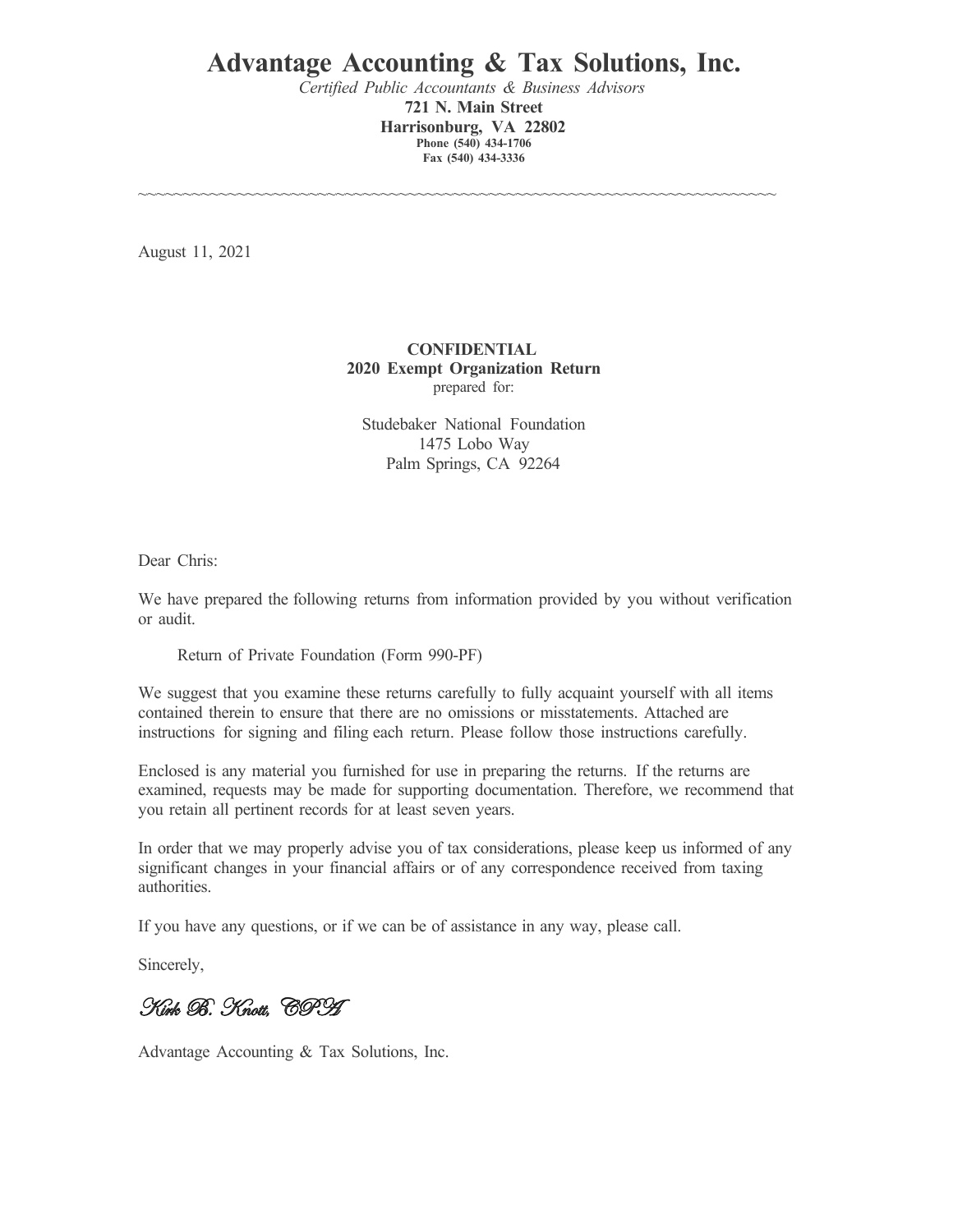# Advantage Accounting & Tax Solutions, Inc.

*Certified Public Accountants & Business Advisors*

**721 N. Main Street**
**Harrisonburg, VA 22802**
**Phone (540) 434-1706**
**Fax (540) 434-3336**

~~~~~~~~~~~~~~~~~~~~~~~~~~~~~~~~~~~~~~~~~~~~~~~~~~~~~~~~~~~~~~~~~~~~~~~~~~~~

August 11, 2021

**CONFIDENTIAL**
**2020 Exempt Organization Return**
prepared for:

Studebaker National Foundation
1475 Lobo Way
Palm Springs, CA 92264

Dear Chris:

We have prepared the following returns from information provided by you without verification or audit.

Return of Private Foundation (Form 990-PF)

We suggest that you examine these returns carefully to fully acquaint yourself with all items contained therein to ensure that there are no omissions or misstatements. Attached are instructions for signing and filing each return. Please follow those instructions carefully.

Enclosed is any material you furnished for use in preparing the returns. If the returns are examined, requests may be made for supporting documentation. Therefore, we recommend that you retain all pertinent records for at least seven years.

In order that we may properly advise you of tax considerations, please keep us informed of any significant changes in your financial affairs or of any correspondence received from taxing authorities.

If you have any questions, or if we can be of assistance in any way, please call.

Sincerely,

*Kirk B. Knott, CPA*

Advantage Accounting & Tax Solutions, Inc.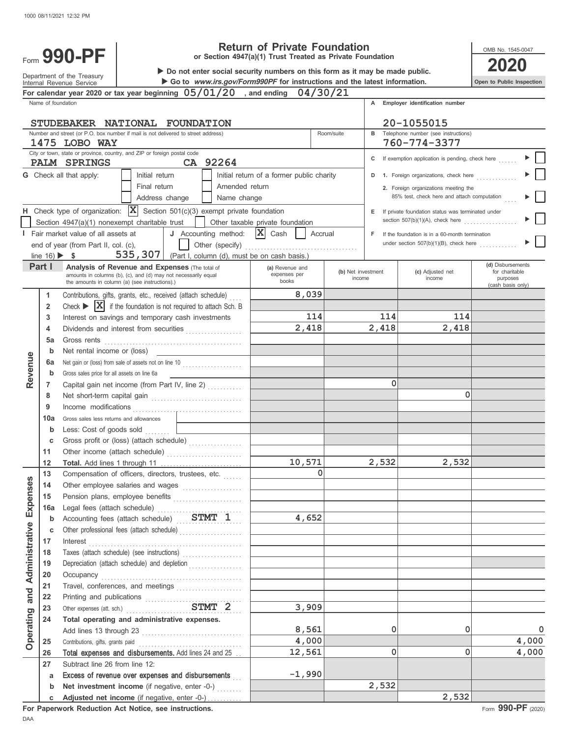# Form 990-PF Return of Private Foundation

**or Section 4947(a)(1) Trust Treated as Private Foundation**

Department of the Treasury
Internal Revenue Service

▶ Do not enter social security numbers on this form as it may be made public.
▶ Go to *www.irs.gov/Form990PF* for instructions and the latest information.

OMB No. 1545-0047

**2020**

**Open to Public Inspection**

For calendar year 2020 or tax year beginning 05/01/20 , and ending 04/30/21

Name of foundation: STUDEBAKER NATIONAL FOUNDATION

A Employer identification number: 20-1055015

Number and street (or P.O. box number if mail is not delivered to street address): 1475 LOBO WAY | Room/suite:

B Telephone number (see instructions): 760-774-3377

City or town, state or province, country, and ZIP or foreign postal code: PALM SPRINGS CA 92264

C If exemption application is pending, check here ▶ ☐

G Check all that apply: ☐ Initial return ☐ Initial return of a former public charity ☐ Final return ☐ Amended return ☐ Address change ☐ Name change

D 1. Foreign organizations, check here ▶ ☐
2. Foreign organizations meeting the 85% test, check here and attach computation ▶ ☐

H Check type of organization: ☒ Section 501(c)(3) exempt private foundation ☐ Section 4947(a)(1) nonexempt charitable trust ☐ Other taxable private foundation

E If private foundation status was terminated under section 507(b)(1)(A), check here ▶ ☐

I Fair market value of all assets at end of year (from Part II, col. (c), line 16) ▶ $ 535,307

J Accounting method: ☒ Cash ☐ Accrual ☐ Other (specify) (Part I, column (d), must be on cash basis.)

F If the foundation is in a 60-month termination under section 507(b)(1)(B), check here ▶ ☐

## Part I Analysis of Revenue and Expenses

(The total of amounts in columns (b), (c), and (d) may not necessarily equal the amounts in column (a) (see instructions).)

| | | | (a) Revenue and expenses per books | (b) Net investment income | (c) Adjusted net income | (d) Disbursements for charitable purposes (cash basis only) |
|---|---|---|---|---|---|---|
| Revenue | 1 | Contributions, gifts, grants, etc., received (attach schedule) | 8,039 | | | |
| | 2 | Check ▶ ☒ if the foundation is not required to attach Sch. B | | | | |
| | 3 | Interest on savings and temporary cash investments | 114 | 114 | 114 | |
| | 4 | Dividends and interest from securities | 2,418 | 2,418 | 2,418 | |
| | 5a | Gross rents | | | | |
| | b | Net rental income or (loss) | | | | |
| | 6a | Net gain or (loss) from sale of assets not on line 10 | | | | |
| | b | Gross sales price for all assets on line 6a | | | | |
| | 7 | Capital gain net income (from Part IV, line 2) | | 0 | | |
| | 8 | Net short-term capital gain | | | 0 | |
| | 9 | Income modifications | | | | |
| | 10a | Gross sales less returns and allowances | | | | |
| | b | Less: Cost of goods sold | | | | |
| | c | Gross profit or (loss) (attach schedule) | | | | |
| | 11 | Other income (attach schedule) | | | | |
| | 12 | **Total.** Add lines 1 through 11 | 10,571 | 2,532 | 2,532 | |
| Operating and Administrative Expenses | 13 | Compensation of officers, directors, trustees, etc. | 0 | | | |
| | 14 | Other employee salaries and wages | | | | |
| | 15 | Pension plans, employee benefits | | | | |
| | 16a | Legal fees (attach schedule) | | | | |
| | b | Accounting fees (attach schedule) STMT 1 | 4,652 | | | |
| | c | Other professional fees (attach schedule) | | | | |
| | 17 | Interest | | | | |
| | 18 | Taxes (attach schedule) (see instructions) | | | | |
| | 19 | Depreciation (attach schedule) and depletion | | | | |
| | 20 | Occupancy | | | | |
| | 21 | Travel, conferences, and meetings | | | | |
| | 22 | Printing and publications | | | | |
| | 23 | Other expenses (att. sch.) STMT 2 | 3,909 | | | |
| | 24 | **Total operating and administrative expenses.** Add lines 13 through 23 | 8,561 | 0 | 0 | 0 |
| | 25 | Contributions, gifts, grants paid | 4,000 | | | 4,000 |
| | 26 | **Total expenses and disbursements.** Add lines 24 and 25 | 12,561 | 0 | 0 | 4,000 |
| | 27 | Subtract line 26 from line 12: | | | | |
| | a | **Excess of revenue over expenses and disbursements** | -1,990 | | | |
| | b | **Net investment income** (if negative, enter -0-) | | 2,532 | | |
| | c | **Adjusted net income** (if negative, enter -0-) | | | 2,532 | |

**For Paperwork Reduction Act Notice, see instructions.**

Form **990-PF** (2020)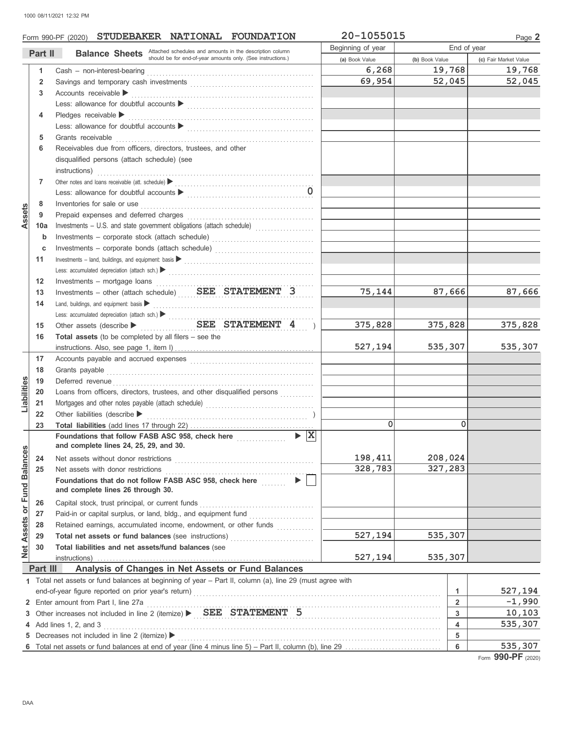Form 990-PF (2020) **STUDEBAKER NATIONAL FOUNDATION** 20-1055015

## Part II Balance Sheets

Attached schedules and amounts in the description column should be for end-of-year amounts only. (See instructions.)

| | | | Beginning of year (a) Book Value | End of year (b) Book Value | End of year (c) Fair Market Value |
|---|---|---|---|---|---|
| Assets | 1 | Cash – non-interest-bearing | 6,268 | 19,768 | 19,768 |
| | 2 | Savings and temporary cash investments | 69,954 | 52,045 | 52,045 |
| | 3 | Accounts receivable ▶ | | | |
| | | Less: allowance for doubtful accounts ▶ | | | |
| | 4 | Pledges receivable ▶ | | | |
| | | Less: allowance for doubtful accounts ▶ | | | |
| | 5 | Grants receivable | | | |
| | 6 | Receivables due from officers, directors, trustees, and other disqualified persons (attach schedule) (see instructions) | | | |
| | 7 | Other notes and loans receivable (att. schedule) ▶ | | | |
| | | Less: allowance for doubtful accounts ▶ 0 | | | |
| | 8 | Inventories for sale or use | | | |
| | 9 | Prepaid expenses and deferred charges | | | |
| | 10a | Investments – U.S. and state government obligations (attach schedule) | | | |
| | b | Investments – corporate stock (attach schedule) | | | |
| | c | Investments – corporate bonds (attach schedule) | | | |
| | 11 | Investments – land, buildings, and equipment: basis ▶ | | | |
| | | Less: accumulated depreciation (attach sch.) ▶ | | | |
| | 12 | Investments – mortgage loans | | | |
| | 13 | Investments – other (attach schedule) SEE STATEMENT 3 | 75,144 | 87,666 | 87,666 |
| | 14 | Land, buildings, and equipment: basis ▶ | | | |
| | | Less: accumulated depreciation (attach sch.) ▶ | | | |
| | 15 | Other assets (describe ▶ SEE STATEMENT 4 ) | 375,828 | 375,828 | 375,828 |
| | 16 | **Total assets** (to be completed by all filers – see the instructions. Also, see page 1, item I) | 527,194 | 535,307 | 535,307 |
| Liabilities | 17 | Accounts payable and accrued expenses | | | |
| | 18 | Grants payable | | | |
| | 19 | Deferred revenue | | | |
| | 20 | Loans from officers, directors, trustees, and other disqualified persons | | | |
| | 21 | Mortgages and other notes payable (attach schedule) | | | |
| | 22 | Other liabilities (describe ▶ ) | | | |
| | 23 | **Total liabilities** (add lines 17 through 22) | 0 | 0 | |
| Net Assets or Fund Balances | | **Foundations that follow FASB ASC 958, check here** ▶ X **and complete lines 24, 25, 29, and 30.** | | | |
| | 24 | Net assets without donor restrictions | 198,411 | 208,024 | |
| | 25 | Net assets with donor restrictions | 328,783 | 327,283 | |
| | | **Foundations that do not follow FASB ASC 958, check here** ▶ ☐ **and complete lines 26 through 30.** | | | |
| | 26 | Capital stock, trust principal, or current funds | | | |
| | 27 | Paid-in or capital surplus, or land, bldg., and equipment fund | | | |
| | 28 | Retained earnings, accumulated income, endowment, or other funds | | | |
| | 29 | **Total net assets or fund balances** (see instructions) | 527,194 | 535,307 | |
| | 30 | **Total liabilities and net assets/fund balances** (see instructions) | 527,194 | 535,307 | |

## Part III Analysis of Changes in Net Assets or Fund Balances

| | | | |
|---|---|---|---|
| 1 | Total net assets or fund balances at beginning of year – Part II, column (a), line 29 (must agree with end-of-year figure reported on prior year's return) | 1 | 527,194 |
| 2 | Enter amount from Part I, line 27a | 2 | -1,990 |
| 3 | Other increases not included in line 2 (itemize) ▶ SEE STATEMENT 5 | 3 | 10,103 |
| 4 | Add lines 1, 2, and 3 | 4 | 535,307 |
| 5 | Decreases not included in line 2 (itemize) ▶ | 5 | |
| 6 | Total net assets or fund balances at end of year (line 4 minus line 5) – Part II, column (b), line 29 | 6 | 535,307 |

Form **990-PF** (2020)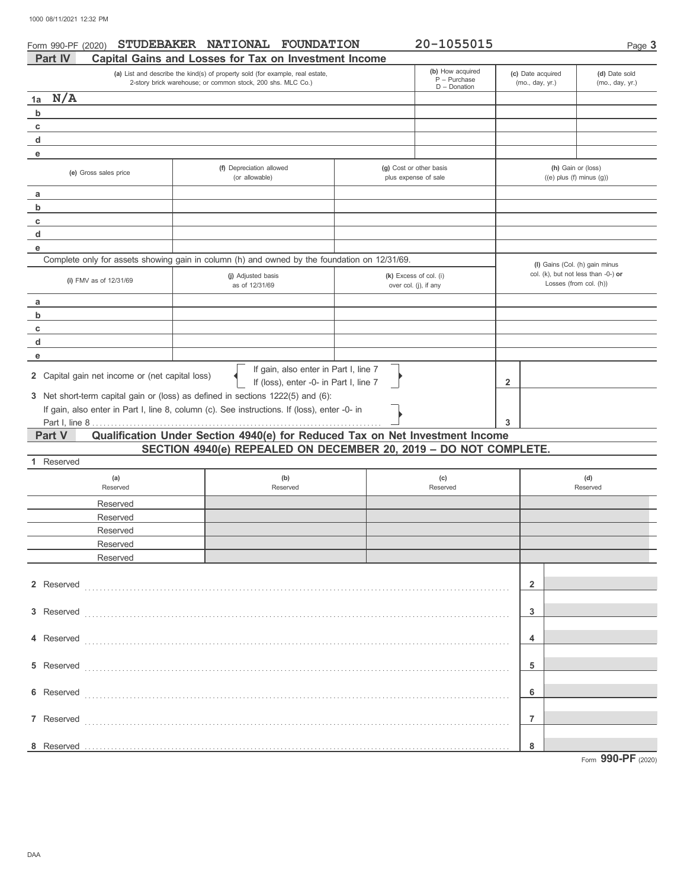Form 990-PF (2020) STUDEBAKER NATIONAL FOUNDATION 20-1055015

## Part IV Capital Gains and Losses for Tax on Investment Income

| | (a) List and describe the kind(s) of property sold (for example, real estate, 2-story brick warehouse; or common stock, 200 shs. MLC Co.) | (b) How acquired P – Purchase D – Donation | (c) Date acquired (mo., day, yr.) | (d) Date sold (mo., day, yr.) |
|---|---|---|---|---|
| 1a | N/A | | | |
| b | | | | |
| c | | | | |
| d | | | | |
| e | | | | |

| | (e) Gross sales price | (f) Depreciation allowed (or allowable) | (g) Cost or other basis plus expense of sale | (h) Gain or (loss) ((e) plus (f) minus (g)) |
|---|---|---|---|---|
| a | | | | |
| b | | | | |
| c | | | | |
| d | | | | |
| e | | | | |

Complete only for assets showing gain in column (h) and owned by the foundation on 12/31/69.

| | (i) FMV as of 12/31/69 | (j) Adjusted basis as of 12/31/69 | (k) Excess of col. (i) over col. (j), if any | (l) Gains (Col. (h) gain minus col. (k), but not less than -0-) or Losses (from col. (h)) |
|---|---|---|---|---|
| a | | | | |
| b | | | | |
| c | | | | |
| d | | | | |
| e | | | | |

2 Capital gain net income or (net capital loss) — If gain, also enter in Part I, line 7; If (loss), enter -0- in Part I, line 7 — **2**

3 Net short-term capital gain or (loss) as defined in sections 1222(5) and (6): If gain, also enter in Part I, line 8, column (c). See instructions. If (loss), enter -0- in Part I, line 8 — **3**

## Part V Qualification Under Section 4940(e) for Reduced Tax on Net Investment Income

**SECTION 4940(e) REPEALED ON DECEMBER 20, 2019 – DO NOT COMPLETE.**

1 Reserved

| (a) Reserved | (b) Reserved | (c) Reserved | (d) Reserved |
|---|---|---|---|
| Reserved | | | |
| Reserved | | | |
| Reserved | | | |
| Reserved | | | |
| Reserved | | | |

| | | |
|---|---|---|
| 2 Reserved | 2 | |
| 3 Reserved | 3 | |
| 4 Reserved | 4 | |
| 5 Reserved | 5 | |
| 6 Reserved | 6 | |
| 7 Reserved | 7 | |
| 8 Reserved | 8 | |

Form **990-PF** (2020)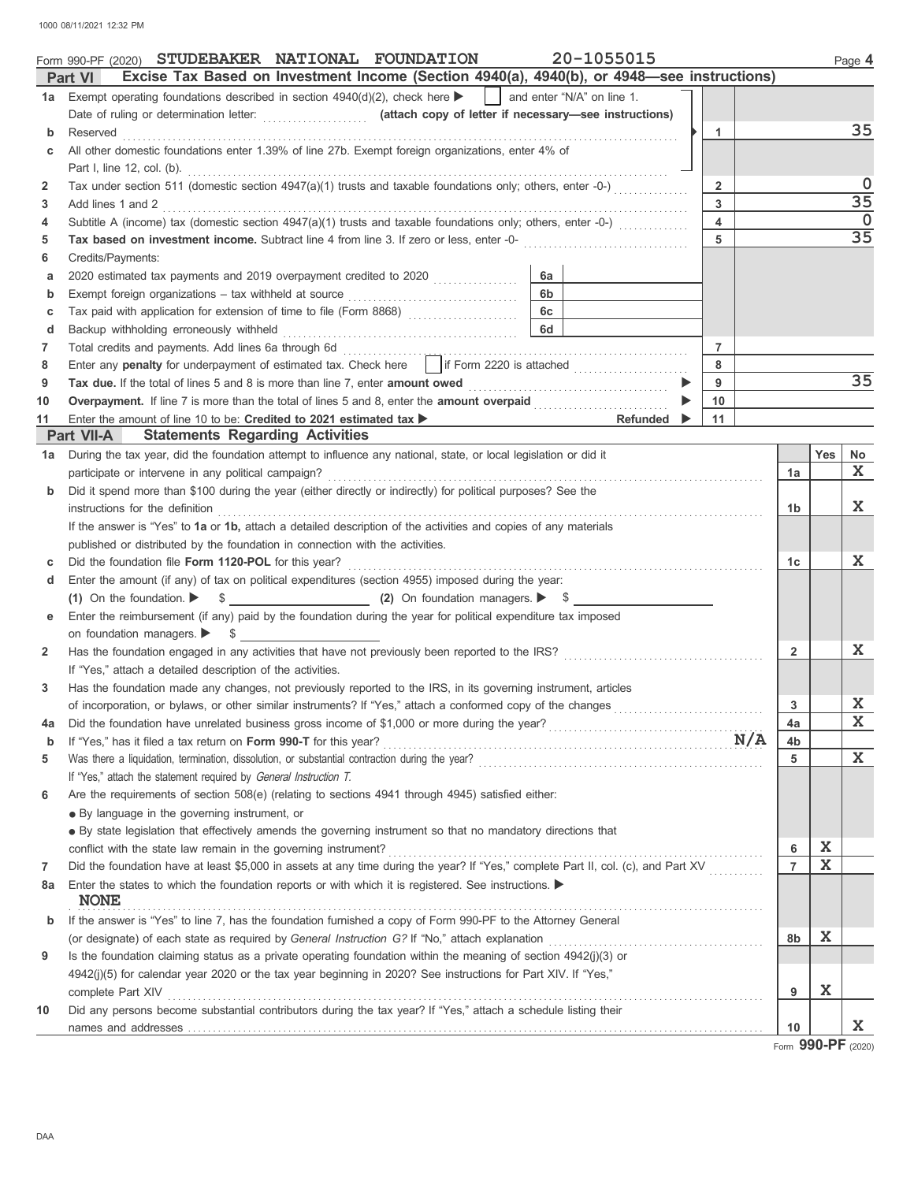Form 990-PF (2020) **STUDEBAKER NATIONAL FOUNDATION** 20-1055015 Page **4**

## Part VI — Excise Tax Based on Investment Income (Section 4940(a), 4940(b), or 4948—see instructions)

| | | | |
|---|---|---|---|
| **1a** | Exempt operating foundations described in section 4940(d)(2), check here ▶ ☐ and enter "N/A" on line 1. Date of ruling or determination letter: ............ **(attach copy of letter if necessary—see instructions)** | | |
| **b** | Reserved | 1 | 35 |
| **c** | All other domestic foundations enter 1.39% of line 27b. Exempt foreign organizations, enter 4% of Part I, line 12, col. (b). | | |
| **2** | Tax under section 511 (domestic section 4947(a)(1) trusts and taxable foundations only; others, enter -0-) | 2 | 0 |
| **3** | Add lines 1 and 2 | 3 | 35 |
| **4** | Subtitle A (income) tax (domestic section 4947(a)(1) trusts and taxable foundations only; others, enter -0-) | 4 | 0 |
| **5** | **Tax based on investment income.** Subtract line 4 from line 3. If zero or less, enter -0- | 5 | 35 |
| **6** | Credits/Payments: | | |
| **a** | 2020 estimated tax payments and 2019 overpayment credited to 2020 | 6a | |
| **b** | Exempt foreign organizations – tax withheld at source | 6b | |
| **c** | Tax paid with application for extension of time to file (Form 8868) | 6c | |
| **d** | Backup withholding erroneously withheld | 6d | |
| **7** | Total credits and payments. Add lines 6a through 6d | 7 | |
| **8** | Enter any **penalty** for underpayment of estimated tax. Check here ☐ if Form 2220 is attached | 8 | |
| **9** | **Tax due.** If the total of lines 5 and 8 is more than line 7, enter **amount owed** ▶ | 9 | 35 |
| **10** | **Overpayment.** If line 7 is more than the total of lines 5 and 8, enter the **amount overpaid** ▶ | 10 | |
| **11** | Enter the amount of line 10 to be: **Credited to 2021 estimated tax** ▶ Refunded ▶ | 11 | |

## Part VII-A — Statements Regarding Activities

| | | | Yes | No |
|---|---|---|---|---|
| **1a** | During the tax year, did the foundation attempt to influence any national, state, or local legislation or did it participate or intervene in any political campaign? | 1a | | X |
| **b** | Did it spend more than $100 during the year (either directly or indirectly) for political purposes? See the instructions for the definition | 1b | | X |
| | If the answer is "Yes" to **1a** or **1b,** attach a detailed description of the activities and copies of any materials published or distributed by the foundation in connection with the activities. | | | |
| **c** | Did the foundation file **Form 1120-POL** for this year? | 1c | | X |
| **d** | Enter the amount (if any) of tax on political expenditures (section 4955) imposed during the year: **(1)** On the foundation. ▶ $ **(2)** On foundation managers. ▶ $ | | | |
| **e** | Enter the reimbursement (if any) paid by the foundation during the year for political expenditure tax imposed on foundation managers. ▶ $ | | | |
| **2** | Has the foundation engaged in any activities that have not previously been reported to the IRS? If "Yes," attach a detailed description of the activities. | 2 | | X |
| **3** | Has the foundation made any changes, not previously reported to the IRS, in its governing instrument, articles of incorporation, or bylaws, or other similar instruments? If "Yes," attach a conformed copy of the changes | 3 | | X |
| **4a** | Did the foundation have unrelated business gross income of $1,000 or more during the year? | 4a | | X |
| **b** | If "Yes," has it filed a tax return on **Form 990-T** for this year? **N/A** | 4b | | |
| **5** | Was there a liquidation, termination, dissolution, or substantial contraction during the year? If "Yes," attach the statement required by *General Instruction T.* | 5 | | X |
| **6** | Are the requirements of section 508(e) (relating to sections 4941 through 4945) satisfied either: ● By language in the governing instrument, or ● By state legislation that effectively amends the governing instrument so that no mandatory directions that conflict with the state law remain in the governing instrument? | 6 | X | |
| **7** | Did the foundation have at least $5,000 in assets at any time during the year? If "Yes," complete Part II, col. (c), and Part XV | 7 | X | |
| **8a** | Enter the states to which the foundation reports or with which it is registered. See instructions. ▶ **NONE** | | | |
| **b** | If the answer is "Yes" to line 7, has the foundation furnished a copy of Form 990-PF to the Attorney General (or designate) of each state as required by *General Instruction G?* If "No," attach explanation | 8b | X | |
| **9** | Is the foundation claiming status as a private operating foundation within the meaning of section 4942(j)(3) or 4942(j)(5) for calendar year 2020 or the tax year beginning in 2020? See instructions for Part XIV. If "Yes," complete Part XIV | 9 | X | |
| **10** | Did any persons become substantial contributors during the tax year? If "Yes," attach a schedule listing their names and addresses | 10 | | X |

Form **990-PF** (2020)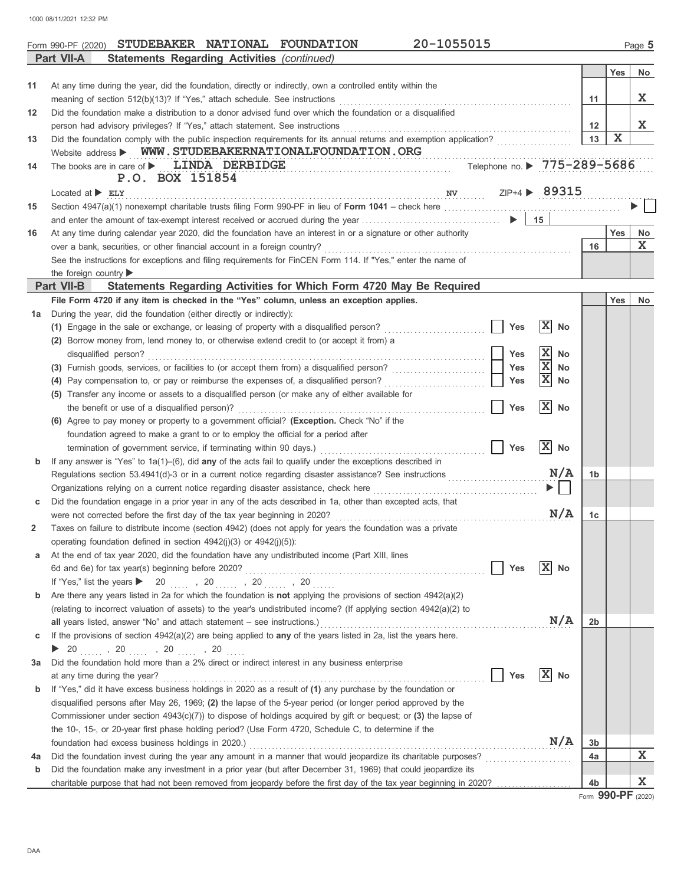Form 990-PF (2020) STUDEBAKER NATIONAL FOUNDATION 20-1055015 Page 5

## Part VII-A Statements Regarding Activities *(continued)*

| | | | Yes | No |
|---|---|---|---|---|
| 11 | At any time during the year, did the foundation, directly or indirectly, own a controlled entity within the meaning of section 512(b)(13)? If "Yes," attach schedule. See instructions | 11 | | X |
| 12 | Did the foundation make a distribution to a donor advised fund over which the foundation or a disqualified person had advisory privileges? If "Yes," attach statement. See instructions | 12 | | X |
| 13 | Did the foundation comply with the public inspection requirements for its annual returns and exemption application? | 13 | X | |

Website address ▶ WWW.STUDEBAKERNATIONALFOUNDATION.ORG

14 The books are in care of ▶ LINDA DERBIDGE Telephone no. ▶ 775-289-5686
P.O. BOX 151854
Located at ▶ ELY NV ZIP+4 ▶ 89315

15 Section 4947(a)(1) nonexempt charitable trusts filing Form 990-PF in lieu of **Form 1041** – check here ▶ ☐
and enter the amount of tax-exempt interest received or accrued during the year ▶ 15

| | | | Yes | No |
|---|---|---|---|---|
| 16 | At any time during calendar year 2020, did the foundation have an interest in or a signature or other authority over a bank, securities, or other financial account in a foreign country? | 16 | | X |

See the instructions for exceptions and filing requirements for FinCEN Form 114. If "Yes," enter the name of the foreign country ▶

## Part VII-B Statements Regarding Activities for Which Form 4720 May Be Required

**File Form 4720 if any item is checked in the "Yes" column, unless an exception applies.**

**1a** During the year, did the foundation (either directly or indirectly):

(1) Engage in the sale or exchange, or leasing of property with a disqualified person? ☐ Yes ☒ No

(2) Borrow money from, lend money to, or otherwise extend credit to (or accept it from) a disqualified person? ☐ Yes ☒ No

(3) Furnish goods, services, or facilities to (or accept them from) a disqualified person? ☐ Yes ☒ No

(4) Pay compensation to, or pay or reimburse the expenses of, a disqualified person? ☐ Yes ☒ No

(5) Transfer any income or assets to a disqualified person (or make any of either available for the benefit or use of a disqualified person)? ☐ Yes ☒ No

(6) Agree to pay money or property to a government official? **(Exception.** Check "No" if the foundation agreed to make a grant to or to employ the official for a period after termination of government service, if terminating within 90 days.) ☐ Yes ☒ No

| | | | Yes | No |
|---|---|---|---|---|
| b | If any answer is "Yes" to 1a(1)–(6), did **any** of the acts fail to qualify under the exceptions described in Regulations section 53.4941(d)-3 or in a current notice regarding disaster assistance? See instructions N/A | 1b | | |
| | Organizations relying on a current notice regarding disaster assistance, check here ▶ ☐ | | | |
| c | Did the foundation engage in a prior year in any of the acts described in 1a, other than excepted acts, that were not corrected before the first day of the tax year beginning in 2020? N/A | 1c | | |

**2** Taxes on failure to distribute income (section 4942) (does not apply for years the foundation was a private operating foundation defined in section 4942(j)(3) or 4942(j)(5)):

**a** At the end of tax year 2020, did the foundation have any undistributed income (Part XIII, lines 6d and 6e) for tax year(s) beginning before 2020? ☐ Yes ☒ No

If "Yes," list the years ▶ 20 ..... , 20 ..... , 20 ..... , 20 .....

| | | | Yes | No |
|---|---|---|---|---|
| b | Are there any years listed in 2a for which the foundation is **not** applying the provisions of section 4942(a)(2) (relating to incorrect valuation of assets) to the year's undistributed income? (If applying section 4942(a)(2) to **all** years listed, answer "No" and attach statement – see instructions.) N/A | 2b | | |

**c** If the provisions of section 4942(a)(2) are being applied to **any** of the years listed in 2a, list the years here.
▶ 20 ..... , 20 ..... , 20 ..... , 20 .....

**3a** Did the foundation hold more than a 2% direct or indirect interest in any business enterprise at any time during the year? ☐ Yes ☒ No

| | | | Yes | No |
|---|---|---|---|---|
| b | If "Yes," did it have excess business holdings in 2020 as a result of **(1)** any purchase by the foundation or disqualified persons after May 26, 1969; **(2)** the lapse of the 5-year period (or longer period approved by the Commissioner under section 4943(c)(7)) to dispose of holdings acquired by gift or bequest; or **(3)** the lapse of the 10-, 15-, or 20-year first phase holding period? (Use Form 4720, Schedule C, to determine if the foundation had excess business holdings in 2020.) N/A | 3b | | |
| 4a | Did the foundation invest during the year any amount in a manner that would jeopardize its charitable purposes? | 4a | | X |
| b | Did the foundation make any investment in a prior year (but after December 31, 1969) that could jeopardize its charitable purpose that had not been removed from jeopardy before the first day of the tax year beginning in 2020? | 4b | | X |

Form **990-PF** (2020)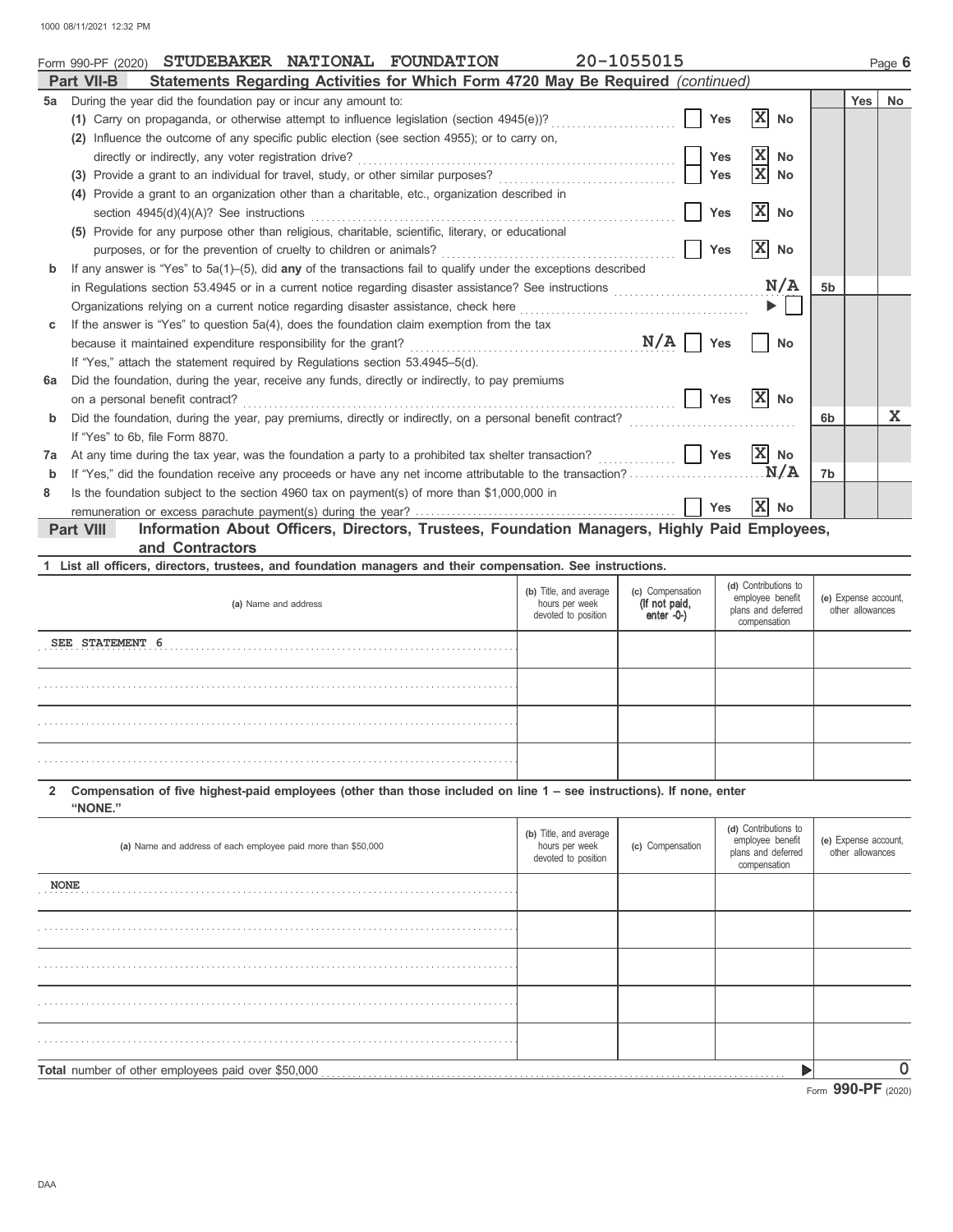Form 990-PF (2020) **STUDEBAKER NATIONAL FOUNDATION** 20-1055015 Page 6

**Part VII-B Statements Regarding Activities for Which Form 4720 May Be Required** *(continued)*

| | | | Yes | No |
|---|---|---|---|---|
| **5a** | During the year did the foundation pay or incur any amount to: | | | |
| | **(1)** Carry on propaganda, or otherwise attempt to influence legislation (section 4945(e))? ☐ Yes ☒ No | | | |
| | **(2)** Influence the outcome of any specific public election (see section 4955); or to carry on, directly or indirectly, any voter registration drive? ☐ Yes ☒ No | | | |
| | **(3)** Provide a grant to an individual for travel, study, or other similar purposes? ☐ Yes ☒ No | | | |
| | **(4)** Provide a grant to an organization other than a charitable, etc., organization described in section 4945(d)(4)(A)? See instructions ☐ Yes ☒ No | | | |
| | **(5)** Provide for any purpose other than religious, charitable, scientific, literary, or educational purposes, or for the prevention of cruelty to children or animals? ☐ Yes ☒ No | | | |
| **b** | If any answer is "Yes" to 5a(1)–(5), did **any** of the transactions fail to qualify under the exceptions described in Regulations section 53.4945 or in a current notice regarding disaster assistance? See instructions N/A | 5b | | |
| | Organizations relying on a current notice regarding disaster assistance, check here ▶ ☐ | | | |
| **c** | If the answer is "Yes" to question 5a(4), does the foundation claim exemption from the tax because it maintained expenditure responsibility for the grant? N/A ☐ Yes ☐ No | | | |
| | If "Yes," attach the statement required by Regulations section 53.4945–5(d). | | | |
| **6a** | Did the foundation, during the year, receive any funds, directly or indirectly, to pay premiums on a personal benefit contract? ☐ Yes ☒ No | | | |
| **b** | Did the foundation, during the year, pay premiums, directly or indirectly, on a personal benefit contract? | 6b | | X |
| | If "Yes" to 6b, file Form 8870. | | | |
| **7a** | At any time during the tax year, was the foundation a party to a prohibited tax shelter transaction? ☐ Yes ☒ No | | | |
| **b** | If "Yes," did the foundation receive any proceeds or have any net income attributable to the transaction? N/A | 7b | | |
| **8** | Is the foundation subject to the section 4960 tax on payment(s) of more than $1,000,000 in remuneration or excess parachute payment(s) during the year? ☐ Yes ☒ No | | | |

**Part VIII Information About Officers, Directors, Trustees, Foundation Managers, Highly Paid Employees, and Contractors**

**1 List all officers, directors, trustees, and foundation managers and their compensation. See instructions.**

| (a) Name and address | (b) Title, and average hours per week devoted to position | (c) Compensation (If not paid, enter -0-) | (d) Contributions to employee benefit plans and deferred compensation | (e) Expense account, other allowances |
|---|---|---|---|---|
| SEE STATEMENT 6 | | | | |
| | | | | |
| | | | | |
| | | | | |

**2 Compensation of five highest-paid employees (other than those included on line 1 – see instructions). If none, enter "NONE."**

| (a) Name and address of each employee paid more than $50,000 | (b) Title, and average hours per week devoted to position | (c) Compensation | (d) Contributions to employee benefit plans and deferred compensation | (e) Expense account, other allowances |
|---|---|---|---|---|
| NONE | | | | |
| | | | | |
| | | | | |
| | | | | |
| | | | | |

**Total** number of other employees paid over $50,000 ▶ 0

Form **990-PF** (2020)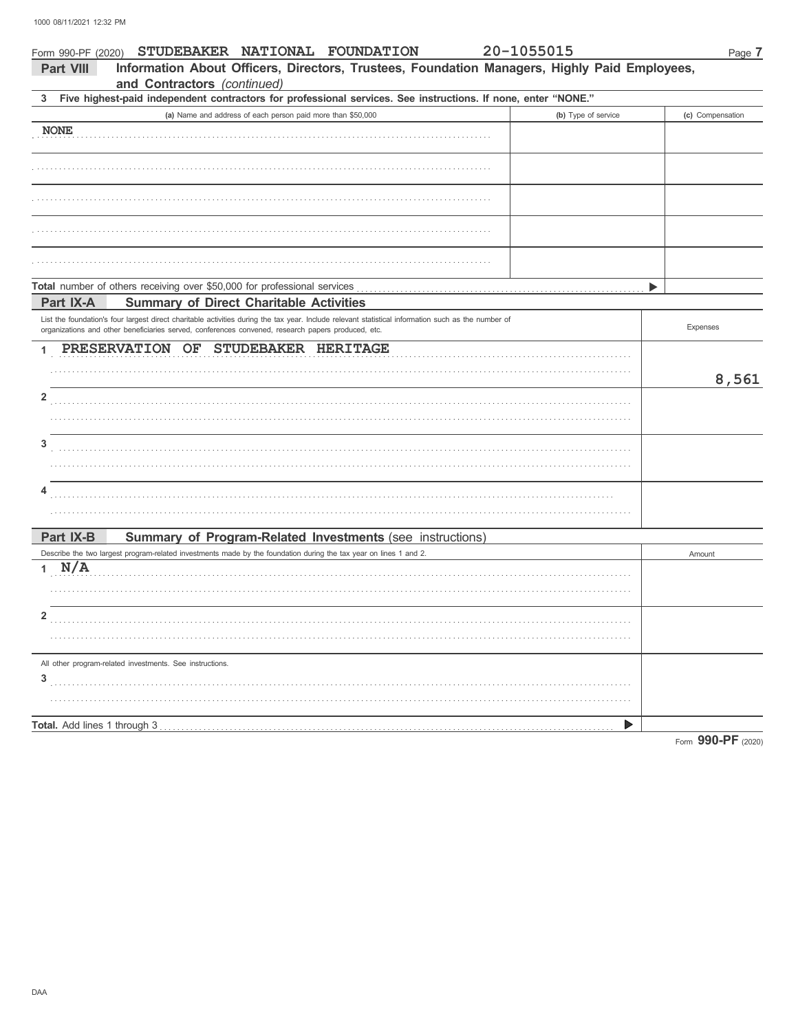Form 990-PF (2020) STUDEBAKER NATIONAL FOUNDATION 20-1055015

**Part VIII — Information About Officers, Directors, Trustees, Foundation Managers, Highly Paid Employees, and Contractors** *(continued)*

**3 Five highest-paid independent contractors for professional services. See instructions. If none, enter "NONE."**

| (a) Name and address of each person paid more than $50,000 | (b) Type of service | (c) Compensation |
|---|---|---|
| NONE | | |
| | | |
| | | |
| | | |
| | | |
| **Total** number of others receiving over $50,000 for professional services ▶ | | |

**Part IX-A — Summary of Direct Charitable Activities**

| List the foundation's four largest direct charitable activities during the tax year. Include relevant statistical information such as the number of organizations and other beneficiaries served, conferences convened, research papers produced, etc. | Expenses |
|---|---|
| 1 PRESERVATION OF STUDEBAKER HERITAGE | 8,561 |
| 2 | |
| 3 | |
| 4 | |

**Part IX-B — Summary of Program-Related Investments** (see instructions)

| Describe the two largest program-related investments made by the foundation during the tax year on lines 1 and 2. | Amount |
|---|---|
| 1 N/A | |
| 2 | |
| All other program-related investments. See instructions. | |
| 3 | |
| **Total.** Add lines 1 through 3 ▶ | |

Form **990-PF** (2020)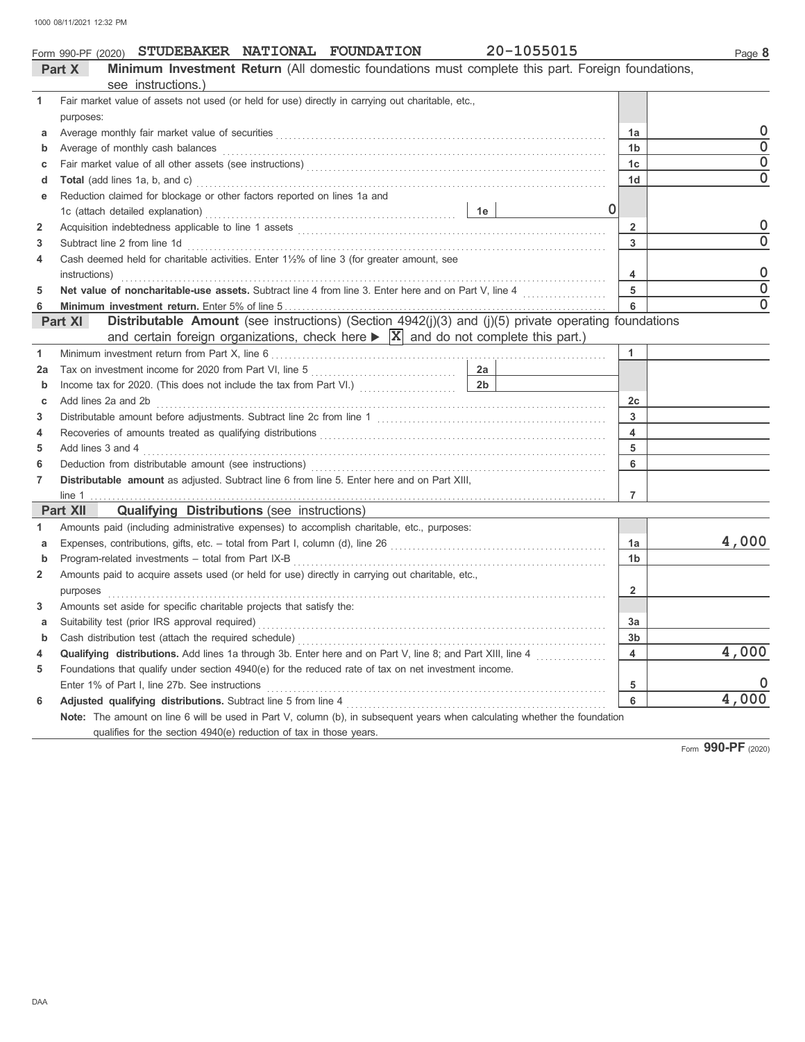Form 990-PF (2020) **STUDEBAKER NATIONAL FOUNDATION** **20-1055015** Page **8**

## Part X — Minimum Investment Return (All domestic foundations must complete this part. Foreign foundations, see instructions.)

| | | | |
|---|---|---|---|
| **1** | Fair market value of assets not used (or held for use) directly in carrying out charitable, etc., purposes: | | |
| **a** | Average monthly fair market value of securities | 1a | 0 |
| **b** | Average of monthly cash balances | 1b | 0 |
| **c** | Fair market value of all other assets (see instructions) | 1c | 0 |
| **d** | **Total** (add lines 1a, b, and c) | 1d | 0 |
| **e** | Reduction claimed for blockage or other factors reported on lines 1a and 1c (attach detailed explanation) — 1e: 0 | | |
| **2** | Acquisition indebtedness applicable to line 1 assets | 2 | 0 |
| **3** | Subtract line 2 from line 1d | 3 | 0 |
| **4** | Cash deemed held for charitable activities. Enter 1½% of line 3 (for greater amount, see instructions) | 4 | 0 |
| **5** | **Net value of noncharitable-use assets.** Subtract line 4 from line 3. Enter here and on Part V, line 4 | 5 | 0 |
| **6** | **Minimum investment return.** Enter 5% of line 5 | 6 | 0 |

## Part XI — Distributable Amount (see instructions) (Section 4942(j)(3) and (j)(5) private operating foundations and certain foreign organizations, check here ▶ [X] and do not complete this part.)

| | | | |
|---|---|---|---|
| **1** | Minimum investment return from Part X, line 6 | 1 | |
| **2a** | Tax on investment income for 2020 from Part VI, line 5 — 2a | | |
| **b** | Income tax for 2020. (This does not include the tax from Part VI.) — 2b | | |
| **c** | Add lines 2a and 2b | 2c | |
| **3** | Distributable amount before adjustments. Subtract line 2c from line 1 | 3 | |
| **4** | Recoveries of amounts treated as qualifying distributions | 4 | |
| **5** | Add lines 3 and 4 | 5 | |
| **6** | Deduction from distributable amount (see instructions) | 6 | |
| **7** | **Distributable amount** as adjusted. Subtract line 6 from line 5. Enter here and on Part XIII, line 1 | 7 | |

## Part XII — Qualifying Distributions (see instructions)

| | | | |
|---|---|---|---|
| **1** | Amounts paid (including administrative expenses) to accomplish charitable, etc., purposes: | | |
| **a** | Expenses, contributions, gifts, etc. – total from Part I, column (d), line 26 | 1a | 4,000 |
| **b** | Program-related investments – total from Part IX-B | 1b | |
| **2** | Amounts paid to acquire assets used (or held for use) directly in carrying out charitable, etc., purposes | 2 | |
| **3** | Amounts set aside for specific charitable projects that satisfy the: | | |
| **a** | Suitability test (prior IRS approval required) | 3a | |
| **b** | Cash distribution test (attach the required schedule) | 3b | |
| **4** | **Qualifying distributions.** Add lines 1a through 3b. Enter here and on Part V, line 8; and Part XIII, line 4 | 4 | 4,000 |
| **5** | Foundations that qualify under section 4940(e) for the reduced rate of tax on net investment income. Enter 1% of Part I, line 27b. See instructions | 5 | 0 |
| **6** | **Adjusted qualifying distributions.** Subtract line 5 from line 4 | 6 | 4,000 |

**Note:** The amount on line 6 will be used in Part V, column (b), in subsequent years when calculating whether the foundation qualifies for the section 4940(e) reduction of tax in those years.

Form **990-PF** (2020)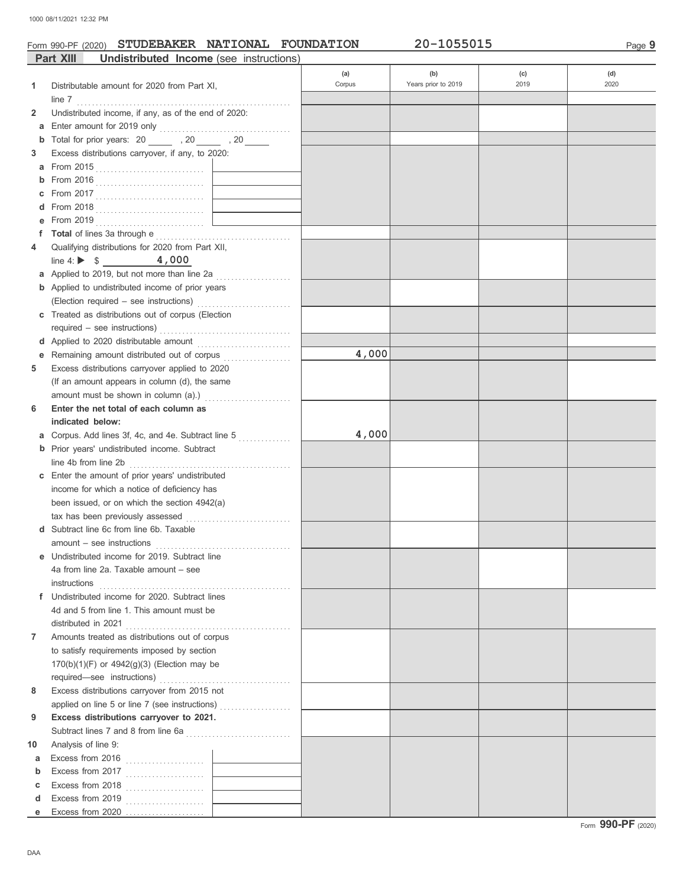Form 990-PF (2020) **STUDEBAKER NATIONAL FOUNDATION** **20-1055015** Page **9**

## Part XIII Undistributed Income (see instructions)

| | | (a) Corpus | (b) Years prior to 2019 | (c) 2019 | (d) 2020 |
|---|---|---|---|---|---|
| **1** | Distributable amount for 2020 from Part XI, line 7 | | | | |
| **2** | Undistributed income, if any, as of the end of 2020: | | | | |
| **a** | Enter amount for 2019 only | | | | |
| **b** | Total for prior years: 20 ____ , 20 ____ , 20 ____ | | | | |
| **3** | Excess distributions carryover, if any, to 2020: | | | | |
| **a** | From 2015 | | | | |
| **b** | From 2016 | | | | |
| **c** | From 2017 | | | | |
| **d** | From 2018 | | | | |
| **e** | From 2019 | | | | |
| **f** | **Total** of lines 3a through e | | | | |
| **4** | Qualifying distributions for 2020 from Part XII, line 4: ▶ $ **4,000** | | | | |
| **a** | Applied to 2019, but not more than line 2a | | | | |
| **b** | Applied to undistributed income of prior years (Election required – see instructions) | | | | |
| **c** | Treated as distributions out of corpus (Election required – see instructions) | | | | |
| **d** | Applied to 2020 distributable amount | | | | |
| **e** | Remaining amount distributed out of corpus | **4,000** | | | |
| **5** | Excess distributions carryover applied to 2020 (If an amount appears in column (d), the same amount must be shown in column (a).) | | | | |
| **6** | **Enter the net total of each column as indicated below:** | | | | |
| **a** | Corpus. Add lines 3f, 4c, and 4e. Subtract line 5 | **4,000** | | | |
| **b** | Prior years' undistributed income. Subtract line 4b from line 2b | | | | |
| **c** | Enter the amount of prior years' undistributed income for which a notice of deficiency has been issued, or on which the section 4942(a) tax has been previously assessed | | | | |
| **d** | Subtract line 6c from line 6b. Taxable amount – see instructions | | | | |
| **e** | Undistributed income for 2019. Subtract line 4a from line 2a. Taxable amount – see instructions | | | | |
| **f** | Undistributed income for 2020. Subtract lines 4d and 5 from line 1. This amount must be distributed in 2021 | | | | |
| **7** | Amounts treated as distributions out of corpus to satisfy requirements imposed by section 170(b)(1)(F) or 4942(g)(3) (Election may be required—see instructions) | | | | |
| **8** | Excess distributions carryover from 2015 not applied on line 5 or line 7 (see instructions) | | | | |
| **9** | **Excess distributions carryover to 2021.** Subtract lines 7 and 8 from line 6a | | | | |
| **10** | Analysis of line 9: | | | | |
| **a** | Excess from 2016 | | | | |
| **b** | Excess from 2017 | | | | |
| **c** | Excess from 2018 | | | | |
| **d** | Excess from 2019 | | | | |
| **e** | Excess from 2020 | | | | |

Form **990-PF** (2020)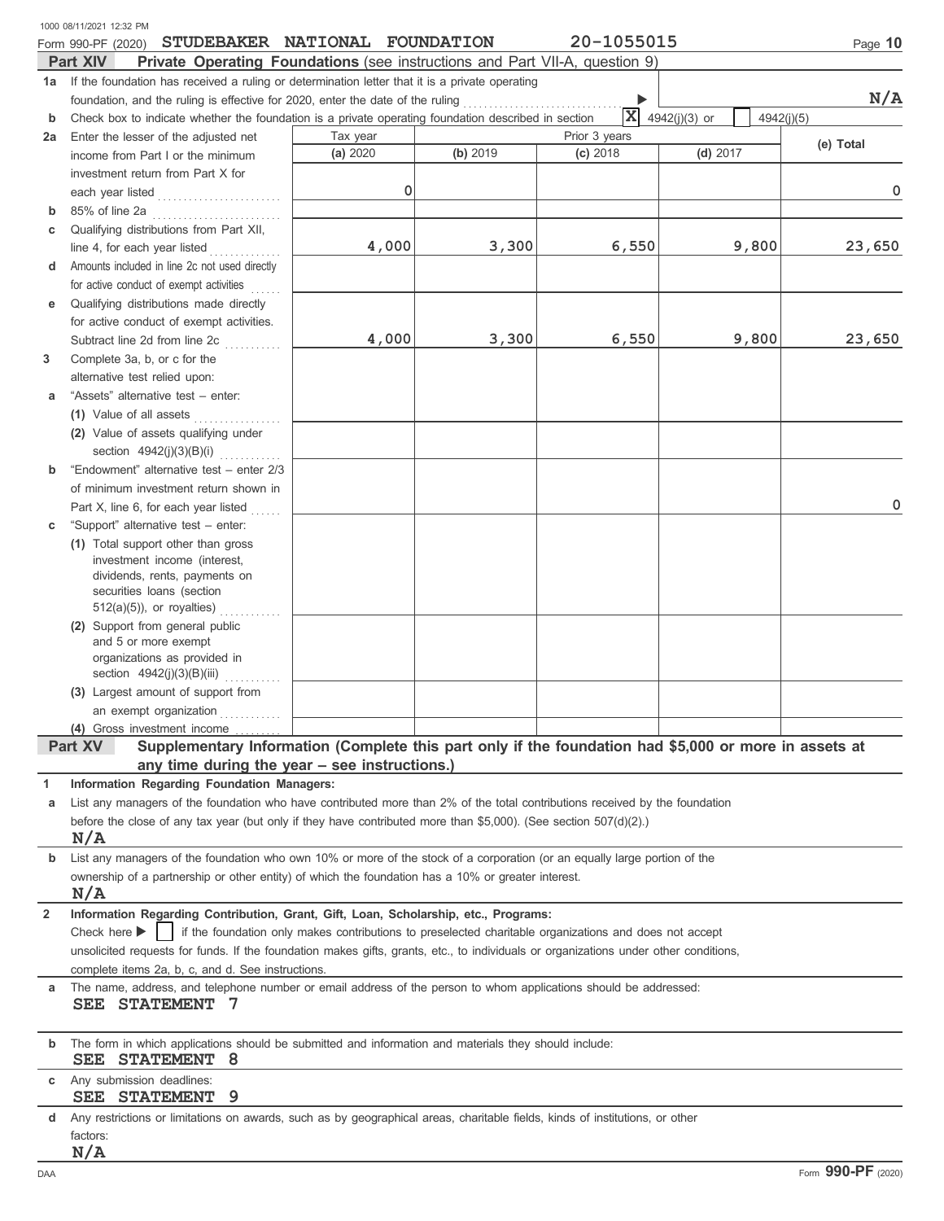Form 990-PF (2020) **STUDEBAKER NATIONAL FOUNDATION** 20-1055015

**Part XIV** **Private Operating Foundations** (see instructions and Part VII-A, question 9)

**1a** If the foundation has received a ruling or determination letter that it is a private operating foundation, and the ruling is effective for 2020, enter the date of the ruling ▶ **N/A**

**b** Check box to indicate whether the foundation is a private operating foundation described in section [X] 4942(j)(3) or [ ] 4942(j)(5)

| | Tax year | Prior 3 years | | | |
|---|---|---|---|---|---|
| | **(a)** 2020 | **(b)** 2019 | **(c)** 2018 | **(d)** 2017 | **(e) Total** |
| **2a** Enter the lesser of the adjusted net income from Part I or the minimum investment return from Part X for each year listed | 0 | | | | 0 |
| **b** 85% of line 2a | | | | | |
| **c** Qualifying distributions from Part XII, line 4, for each year listed | 4,000 | 3,300 | 6,550 | 9,800 | 23,650 |
| **d** Amounts included in line 2c not used directly for active conduct of exempt activities | | | | | |
| **e** Qualifying distributions made directly for active conduct of exempt activities. Subtract line 2d from line 2c | 4,000 | 3,300 | 6,550 | 9,800 | 23,650 |
| **3** Complete 3a, b, or c for the alternative test relied upon: | | | | | |
| **a** "Assets" alternative test – enter: **(1)** Value of all assets | | | | | |
| **(2)** Value of assets qualifying under section 4942(j)(3)(B)(i) | | | | | |
| **b** "Endowment" alternative test – enter 2/3 of minimum investment return shown in Part X, line 6, for each year listed | | | | | 0 |
| **c** "Support" alternative test – enter: **(1)** Total support other than gross investment income (interest, dividends, rents, payments on securities loans (section 512(a)(5)), or royalties) | | | | | |
| **(2)** Support from general public and 5 or more exempt organizations as provided in section 4942(j)(3)(B)(iii) | | | | | |
| **(3)** Largest amount of support from an exempt organization | | | | | |
| **(4)** Gross investment income | | | | | |

**Part XV** **Supplementary Information (Complete this part only if the foundation had $5,000 or more in assets at any time during the year – see instructions.)**

**1** **Information Regarding Foundation Managers:**

**a** List any managers of the foundation who have contributed more than 2% of the total contributions received by the foundation before the close of any tax year (but only if they have contributed more than $5,000). (See section 507(d)(2).)

**N/A**

**b** List any managers of the foundation who own 10% or more of the stock of a corporation (or an equally large portion of the ownership of a partnership or other entity) of which the foundation has a 10% or greater interest.

**N/A**

**2** **Information Regarding Contribution, Grant, Gift, Loan, Scholarship, etc., Programs:**

Check here ▶ [ ] if the foundation only makes contributions to preselected charitable organizations and does not accept unsolicited requests for funds. If the foundation makes gifts, grants, etc., to individuals or organizations under other conditions, complete items 2a, b, c, and d. See instructions.

**a** The name, address, and telephone number or email address of the person to whom applications should be addressed:

**SEE STATEMENT 7**

**b** The form in which applications should be submitted and information and materials they should include:

**SEE STATEMENT 8**

**c** Any submission deadlines:

**SEE STATEMENT 9**

**d** Any restrictions or limitations on awards, such as by geographical areas, charitable fields, kinds of institutions, or other factors:

**N/A**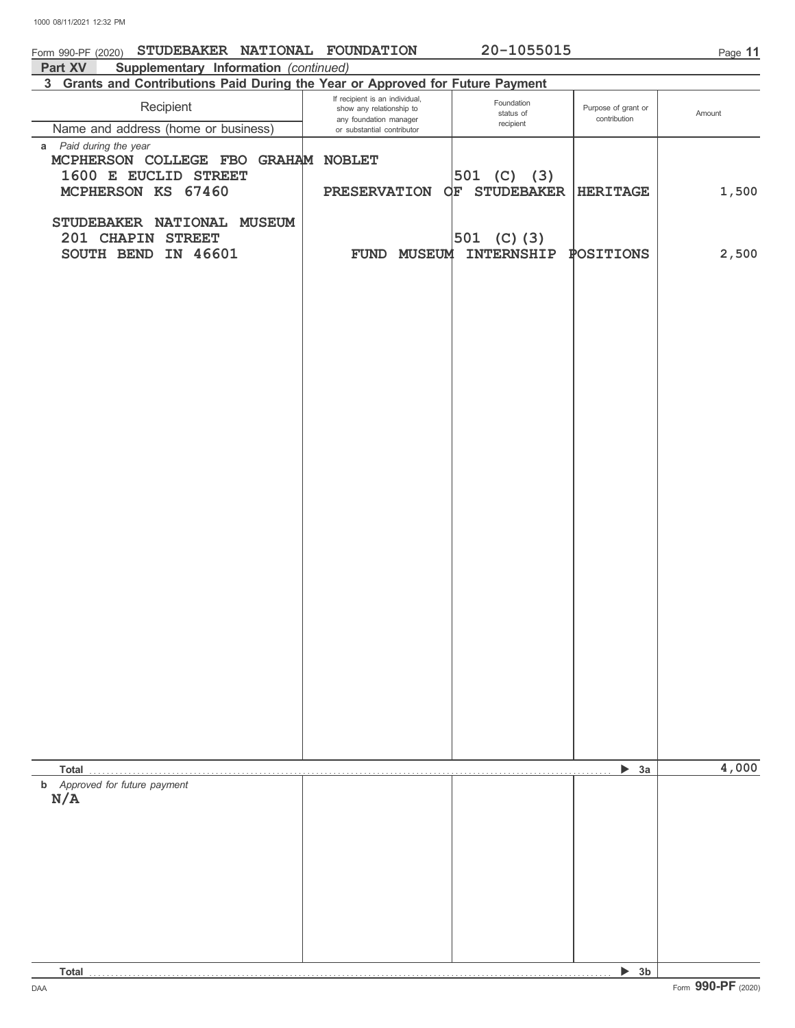Form 990-PF (2020) STUDEBAKER NATIONAL FOUNDATION 20-1055015

**Part XV Supplementary Information** *(continued)*

**3 Grants and Contributions Paid During the Year or Approved for Future Payment**

| Recipient<br>Name and address (home or business) | If recipient is an individual, show any relationship to any foundation manager or substantial contributor | Foundation status of recipient | Purpose of grant or contribution | Amount |
|---|---|---|---|---|
| **a** *Paid during the year* | | | | |
| MCPHERSON COLLEGE FBO GRAHAM NOBLET<br>1600 E EUCLID STREET<br>MCPHERSON KS 67460 | | 501 (C) (3) | PRESERVATION OF STUDEBAKER HERITAGE | 1,500 |
| STUDEBAKER NATIONAL MUSEUM<br>201 CHAPIN STREET<br>SOUTH BEND IN 46601 | | 501 (C)(3) | FUND MUSEUM INTERNSHIP POSITIONS | 2,500 |
| **Total** | | | ▶ 3a | 4,000 |
| **b** *Approved for future payment*<br>N/A | | | | |
| **Total** | | | ▶ 3b | |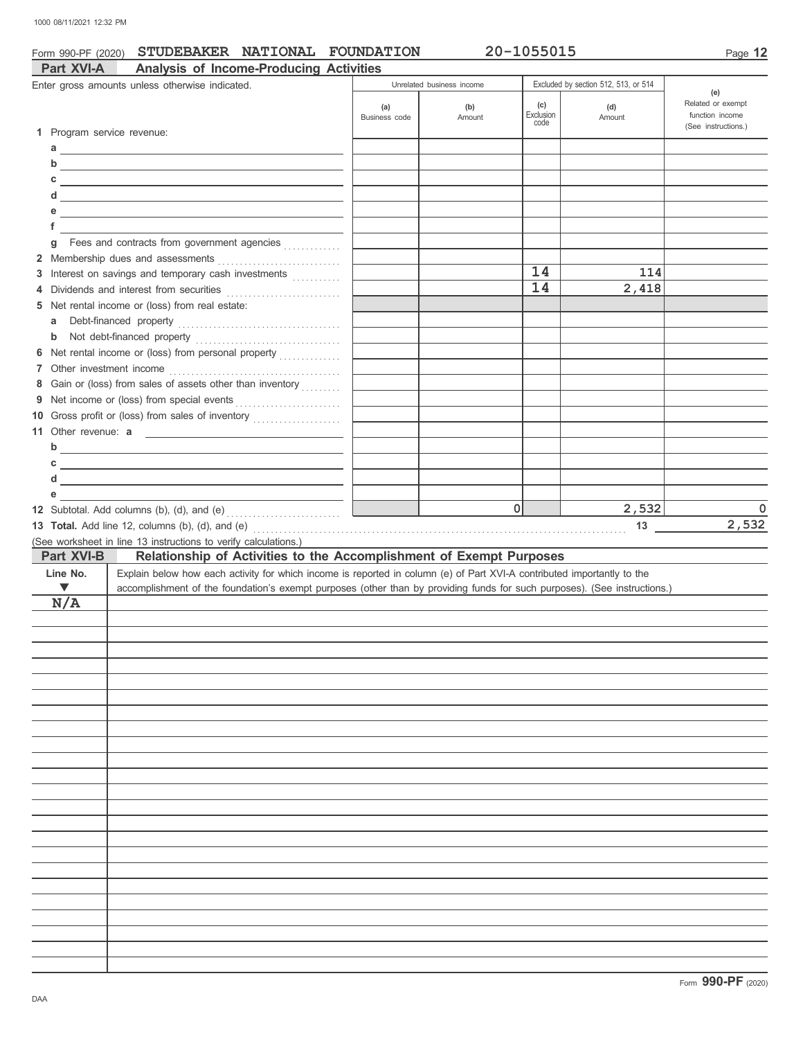Form 990-PF (2020) **STUDEBAKER NATIONAL FOUNDATION** 20-1055015

## Part XVI-A Analysis of Income-Producing Activities

| Enter gross amounts unless otherwise indicated. | Unrelated business income | | Excluded by section 512, 513, or 514 | | (e) Related or exempt function income (See instructions.) |
|---|---|---|---|---|---|
| | (a) Business code | (b) Amount | (c) Exclusion code | (d) Amount | |
| **1** Program service revenue: | | | | | |
| a | | | | | |
| b | | | | | |
| c | | | | | |
| d | | | | | |
| e | | | | | |
| f | | | | | |
| g Fees and contracts from government agencies | | | | | |
| **2** Membership dues and assessments | | | | | |
| **3** Interest on savings and temporary cash investments | | | 14 | 114 | |
| **4** Dividends and interest from securities | | | 14 | 2,418 | |
| **5** Net rental income or (loss) from real estate: | | | | | |
| a Debt-financed property | | | | | |
| b Not debt-financed property | | | | | |
| **6** Net rental income or (loss) from personal property | | | | | |
| **7** Other investment income | | | | | |
| **8** Gain or (loss) from sales of assets other than inventory | | | | | |
| **9** Net income or (loss) from special events | | | | | |
| **10** Gross profit or (loss) from sales of inventory | | | | | |
| **11** Other revenue: a | | | | | |
| b | | | | | |
| c | | | | | |
| d | | | | | |
| e | | | | | |
| **12** Subtotal. Add columns (b), (d), and (e) | | 0 | | 2,532 | 0 |

**13 Total.** Add line 12, columns (b), (d), and (e) ..... **13** 2,532

(See worksheet in line 13 instructions to verify calculations.)

## Part XVI-B Relationship of Activities to the Accomplishment of Exempt Purposes

| Line No. ▼ | Explain below how each activity for which income is reported in column (e) of Part XVI-A contributed importantly to the accomplishment of the foundation's exempt purposes (other than by providing funds for such purposes). (See instructions.) |
|---|---|
| N/A | |

Form **990-PF** (2020)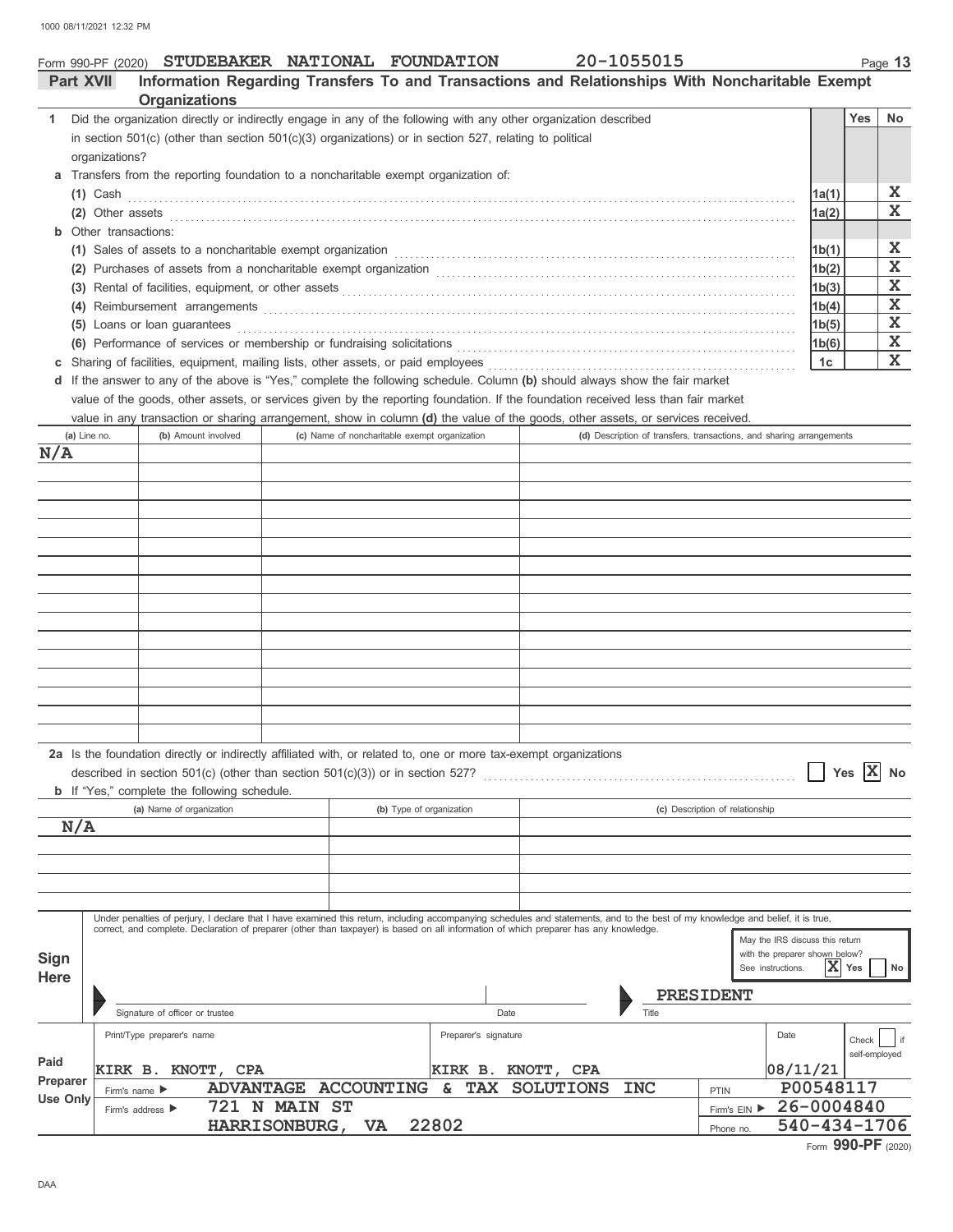Form 990-PF (2020) STUDEBAKER NATIONAL FOUNDATION 20-1055015

## Part XVII Information Regarding Transfers To and Transactions and Relationships With Noncharitable Exempt Organizations

| | | | Yes | No |
|---|---|---|---|---|
| **1** | Did the organization directly or indirectly engage in any of the following with any other organization described in section 501(c) (other than section 501(c)(3) organizations) or in section 527, relating to political organizations? | | | |
| **a** | Transfers from the reporting foundation to a noncharitable exempt organization of: | | | |
| | (1) Cash | 1a(1) | | X |
| | (2) Other assets | 1a(2) | | X |
| **b** | Other transactions: | | | |
| | (1) Sales of assets to a noncharitable exempt organization | 1b(1) | | X |
| | (2) Purchases of assets from a noncharitable exempt organization | 1b(2) | | X |
| | (3) Rental of facilities, equipment, or other assets | 1b(3) | | X |
| | (4) Reimbursement arrangements | 1b(4) | | X |
| | (5) Loans or loan guarantees | 1b(5) | | X |
| | (6) Performance of services or membership or fundraising solicitations | 1b(6) | | X |
| **c** | Sharing of facilities, equipment, mailing lists, other assets, or paid employees | 1c | | X |

**d** If the answer to any of the above is "Yes," complete the following schedule. Column **(b)** should always show the fair market value of the goods, other assets, or services given by the reporting foundation. If the foundation received less than fair market value in any transaction or sharing arrangement, show in column **(d)** the value of the goods, other assets, or services received.

| (a) Line no. | (b) Amount involved | (c) Name of noncharitable exempt organization | (d) Description of transfers, transactions, and sharing arrangements |
|---|---|---|---|
| N/A | | | |

**2a** Is the foundation directly or indirectly affiliated with, or related to, one or more tax-exempt organizations described in section 501(c) (other than section 501(c)(3)) or in section 527? ☐ Yes ☒ No

**b** If "Yes," complete the following schedule.

| (a) Name of organization | (b) Type of organization | (c) Description of relationship |
|---|---|---|
| N/A | | |

**Sign Here**

Under penalties of perjury, I declare that I have examined this return, including accompanying schedules and statements, and to the best of my knowledge and belief, it is true, correct, and complete. Declaration of preparer (other than taxpayer) is based on all information of which preparer has any knowledge.

May the IRS discuss this return with the preparer shown below? See instructions. ☒ Yes ☐ No

Signature of officer or trustee | Date | Title: PRESIDENT

**Paid Preparer Use Only**

| Print/Type preparer's name | Preparer's signature | Date | Check ☐ if self-employed | PTIN |
|---|---|---|---|---|
| KIRK B. KNOTT, CPA | KIRK B. KNOTT, CPA | 08/11/21 | | P00548117 |

Firm's name ▶ ADVANTAGE ACCOUNTING & TAX SOLUTIONS INC | Firm's EIN ▶ 26-0004840

Firm's address ▶ 721 N MAIN ST, HARRISONBURG, VA 22802 | Phone no. 540-434-1706

Form **990-PF** (2020)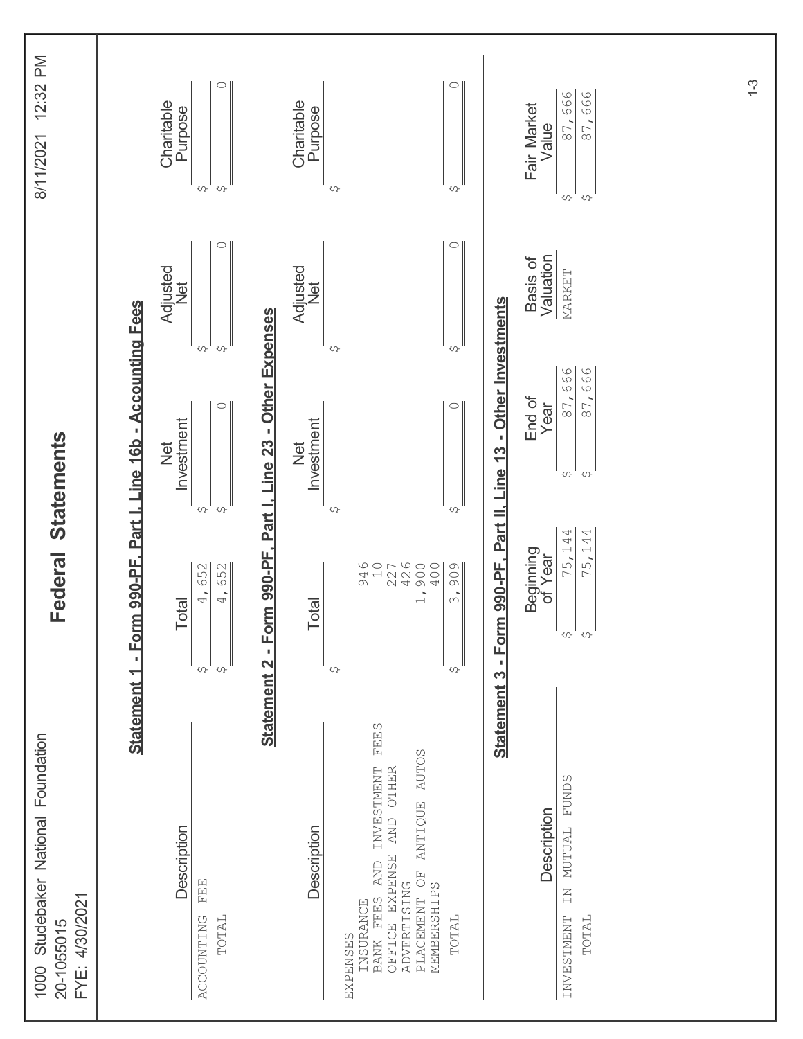1000 Studebaker National Foundation
20-1055015
FYE: 4/30/2021

# Federal Statements

## Statement 1 - Form 990-PF, Part I, Line 16b - Accounting Fees

| Description | Total | Net Investment | Adjusted Net | Charitable Purpose |
|---|---|---|---|---|
| ACCOUNTING FEE | $ 4,652 | $ | $ | $ |
| TOTAL | $ 4,652 | $ 0 | $ 0 | $ 0 |

## Statement 2 - Form 990-PF, Part I, Line 23 - Other Expenses

| Description | Total | Net Investment | Adjusted Net | Charitable Purpose |
|---|---|---|---|---|
| EXPENSES | $ | $ | $ | $ |
| INSURANCE | 946 | | | |
| BANK FEES AND INVESTMENT FEES | 10 | | | |
| OFFICE EXPENSE AND OTHER | 227 | | | |
| ADVERTISING | 426 | | | |
| PLACEMENT OF ANTIQUE AUTOS | 1,900 | | | |
| MEMBERSHIPS | 400 | | | |
| TOTAL | $ 3,909 | $ 0 | $ 0 | $ 0 |

## Statement 3 - Form 990-PF, Part II, Line 13 - Other Investments

| Description | Beginning of Year | End of Year | Basis of Valuation | Fair Market Value |
|---|---|---|---|---|
| INVESTMENT IN MUTUAL FUNDS | $ 75,144 | $ 87,666 | MARKET | $ 87,666 |
| TOTAL | $ 75,144 | $ 87,666 | | $ 87,666 |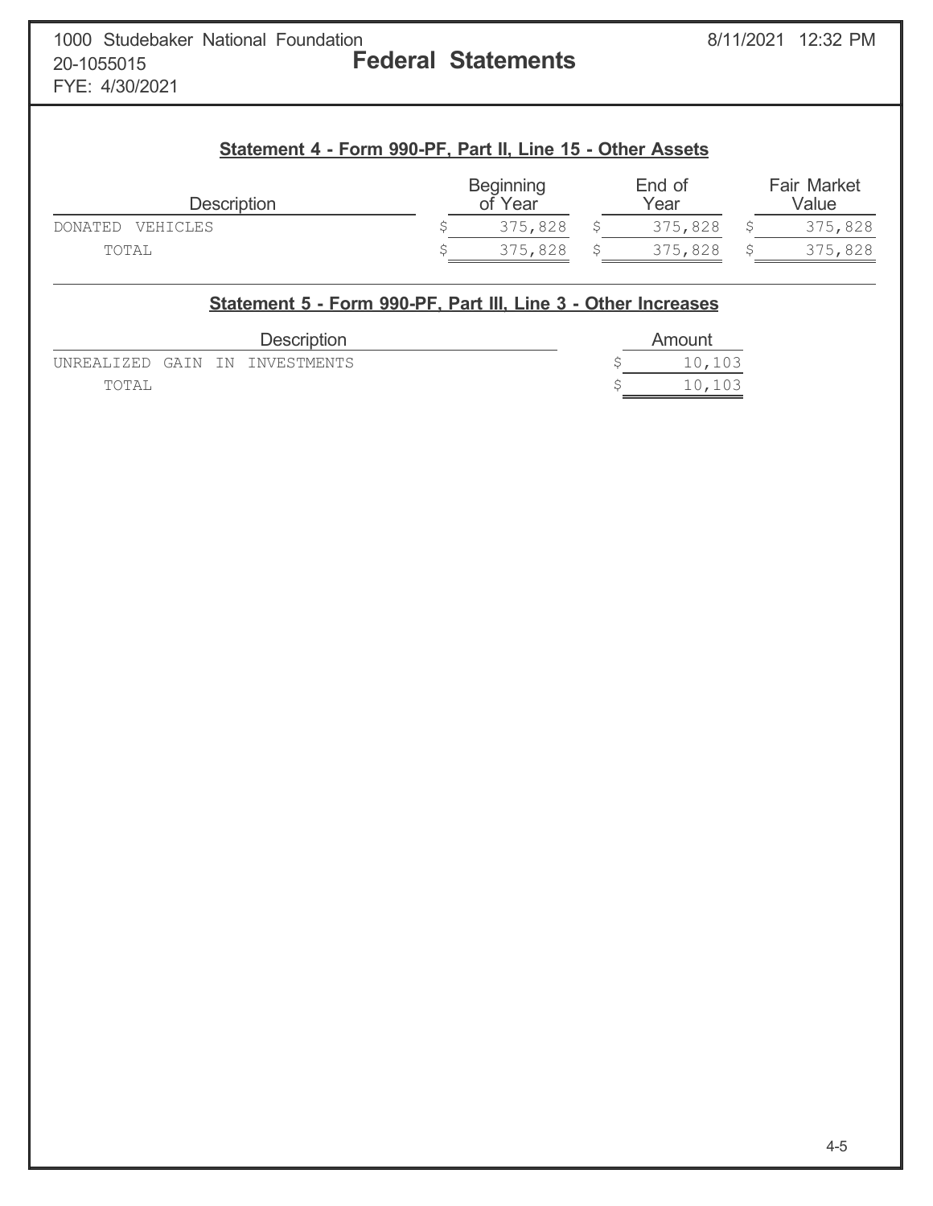1000 Studebaker National Foundation
20-1055015
FYE: 4/30/2021

# Federal Statements

8/11/2021 12:32 PM

## Statement 4 - Form 990-PF, Part II, Line 15 - Other Assets

| Description | Beginning of Year | End of Year | Fair Market Value |
|---|---|---|---|
| DONATED VEHICLES | $ 375,828 | $ 375,828 | $ 375,828 |
| TOTAL | $ 375,828 | $ 375,828 | $ 375,828 |

## Statement 5 - Form 990-PF, Part III, Line 3 - Other Increases

| Description | Amount |
|---|---|
| UNREALIZED GAIN IN INVESTMENTS | $ 10,103 |
| TOTAL | $ 10,103 |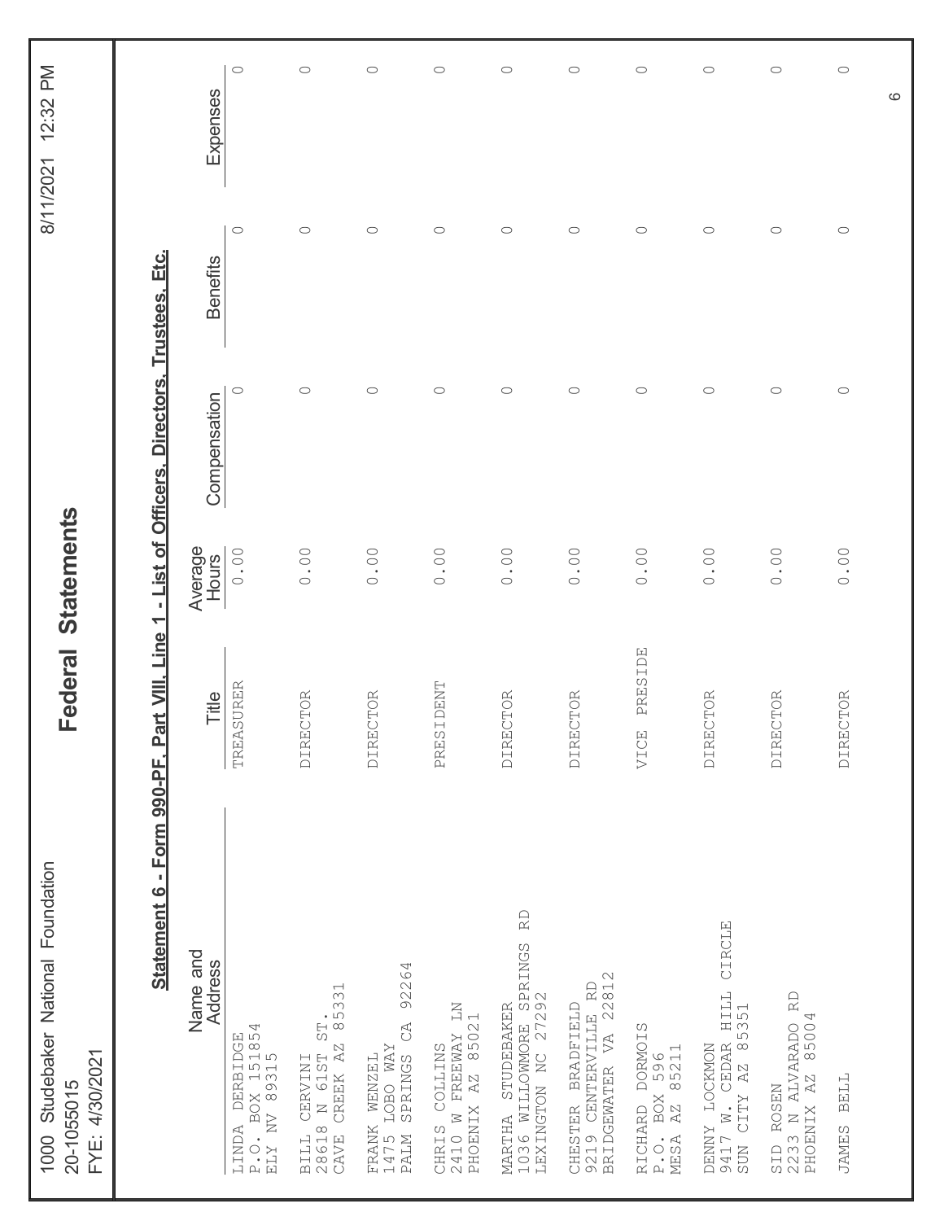1000 Studebaker National Foundation
20-1055015
FYE: 4/30/2021

# Federal Statements

## Statement 6 - Form 990-PF, Part VIII, Line 1 - List of Officers, Directors, Trustees, Etc.

| Name and Address | Title | Average Hours | Compensation | Benefits | Expenses |
|---|---|---|---|---|---|
| LINDA DERBIDGE<br>P.O. BOX 151854<br>ELY NV 89315 | TREASURER | 0.00 | 0 | 0 | 0 |
| BILL CERVINI<br>28618 N 61ST ST.<br>CAVE CREEK AZ 85331 | DIRECTOR | 0.00 | 0 | 0 | 0 |
| FRANK WENZEL<br>1475 LOBO WAY<br>PALM SPRINGS CA 92264 | DIRECTOR | 0.00 | 0 | 0 | 0 |
| CHRIS COLLINS<br>2410 W FREEWAY LN<br>PHOENIX AZ 85021 | PRESIDENT | 0.00 | 0 | 0 | 0 |
| MARTHA STUDEBAKER<br>1036 WILLOWMORE SPRINGS RD<br>LEXINGTON NC 27292 | DIRECTOR | 0.00 | 0 | 0 | 0 |
| CHESTER BRADFIELD<br>9219 CENTERVILLE RD<br>BRIDGEWATER VA 22812 | DIRECTOR | 0.00 | 0 | 0 | 0 |
| RICHARD DORMOIS<br>P.O. BOX 596<br>MESA AZ 85211 | VICE PRESIDE | 0.00 | 0 | 0 | 0 |
| DENNY LOCKMON<br>9417 W. CEDAR HILL CIRCLE<br>SUN CITY AZ 85351 | DIRECTOR | 0.00 | 0 | 0 | 0 |
| SID ROSEN<br>2233 N ALVARADO RD<br>PHOENIX AZ 85004 | DIRECTOR | 0.00 | 0 | 0 | 0 |
| JAMES BELL | DIRECTOR | 0.00 | 0 | 0 | 0 |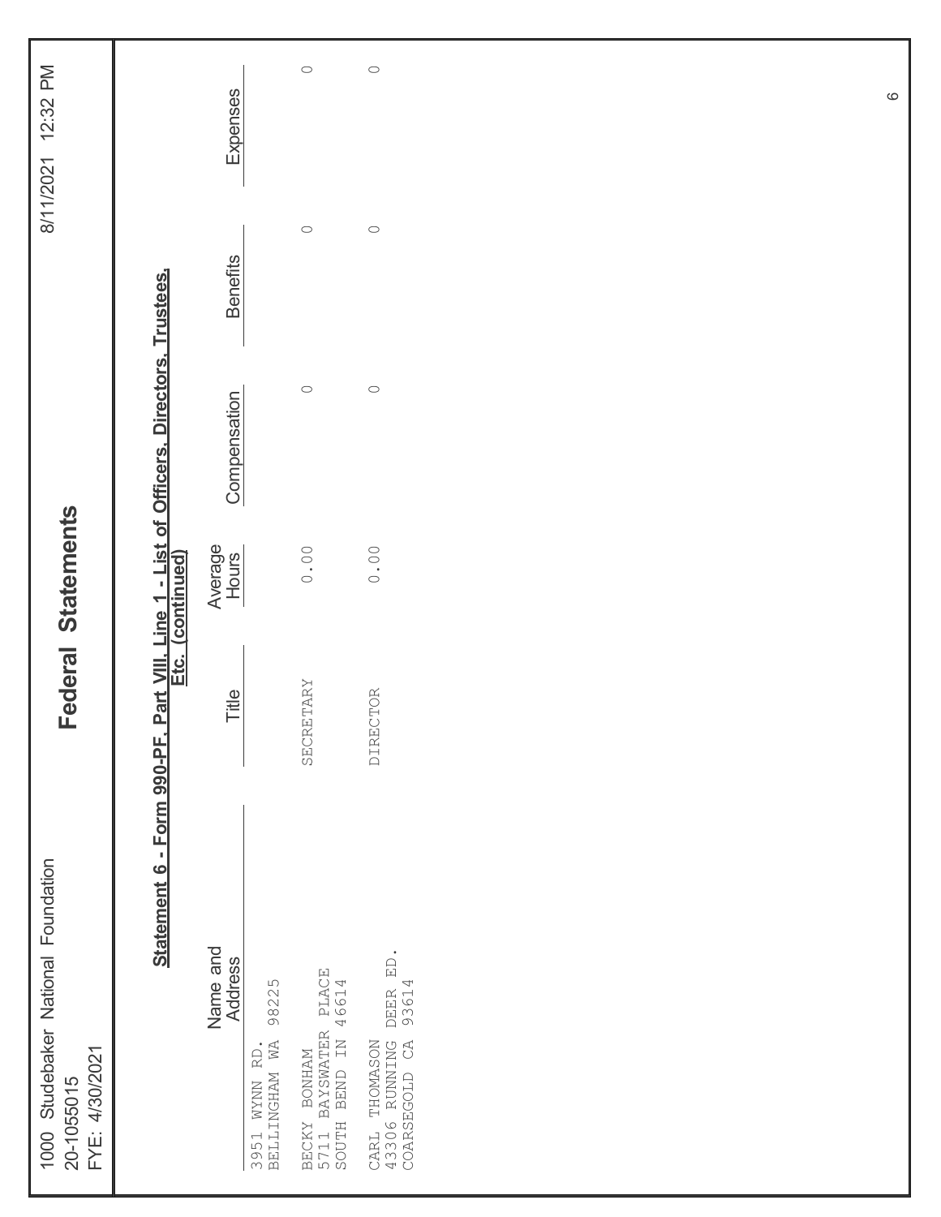1000 Studebaker National Foundation
20-1055015
FYE: 4/30/2021

# Federal Statements

## Statement 6 - Form 990-PF, Part VIII, Line 1 - List of Officers, Directors, Trustees, Etc. (continued)

| Name and Address | Title | Average Hours | Compensation | Benefits | Expenses |
|---|---|---|---|---|---|
| 3951 WYNN RD.<br>BELLINGHAM WA 98225 | | | | | |
| BECKY BONHAM<br>5711 BAYSWATER PLACE<br>SOUTH BEND IN 46614 | SECRETARY | 0.00 | 0 | 0 | 0 |
| CARL THOMASON<br>43306 RUNNING DEER ED.<br>COARSEGOLD CA 93614 | DIRECTOR | 0.00 | 0 | 0 | 0 |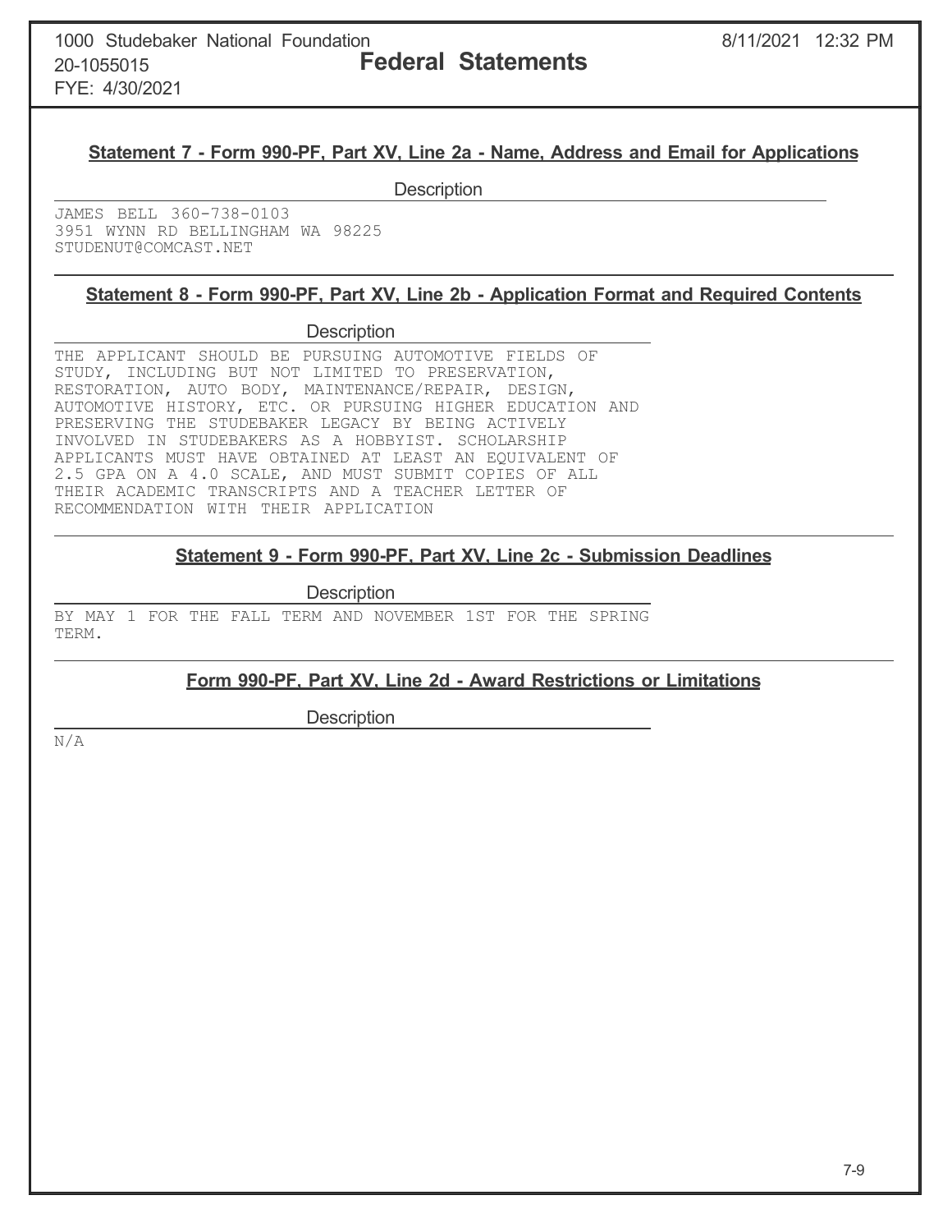## Statement 7 - Form 990-PF, Part XV, Line 2a - Name, Address and Email for Applications

**Description**

JAMES BELL 360-738-0103
3951 WYNN RD BELLINGHAM WA 98225
STUDENUT@COMCAST.NET

## Statement 8 - Form 990-PF, Part XV, Line 2b - Application Format and Required Contents

**Description**

THE APPLICANT SHOULD BE PURSUING AUTOMOTIVE FIELDS OF STUDY, INCLUDING BUT NOT LIMITED TO PRESERVATION, RESTORATION, AUTO BODY, MAINTENANCE/REPAIR, DESIGN, AUTOMOTIVE HISTORY, ETC. OR PURSUING HIGHER EDUCATION AND PRESERVING THE STUDEBAKER LEGACY BY BEING ACTIVELY INVOLVED IN STUDEBAKERS AS A HOBBYIST. SCHOLARSHIP APPLICANTS MUST HAVE OBTAINED AT LEAST AN EQUIVALENT OF 2.5 GPA ON A 4.0 SCALE, AND MUST SUBMIT COPIES OF ALL THEIR ACADEMIC TRANSCRIPTS AND A TEACHER LETTER OF RECOMMENDATION WITH THEIR APPLICATION

## Statement 9 - Form 990-PF, Part XV, Line 2c - Submission Deadlines

**Description**

BY MAY 1 FOR THE FALL TERM AND NOVEMBER 1ST FOR THE SPRING TERM.

## Form 990-PF, Part XV, Line 2d - Award Restrictions or Limitations

**Description**

N/A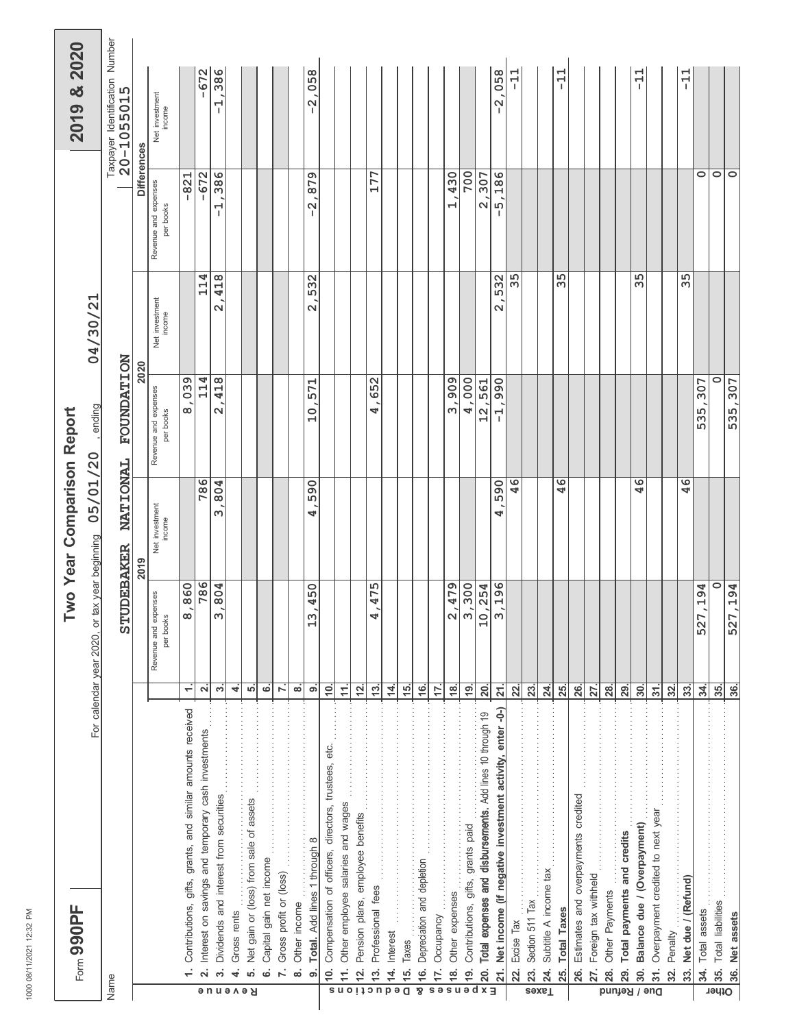Form **990PF**

# Two Year Comparison Report

**2019 & 2020**

For calendar year 2020, or tax year beginning 05/01/20 , ending 04/30/21

| Name | Taxpayer Identification Number |
|---|---|
| STUDEBAKER NATIONAL FOUNDATION | 20-1055015 |

| | | | 2019 Revenue and expenses per books | 2019 Net investment income | 2020 Revenue and expenses per books | 2020 Net investment income | Differences Revenue and expenses per books | Differences Net investment income |
|---|---|---|---|---|---|---|---|---|
| Revenue | 1. Contributions, gifts, grants, and similar amounts received | 1. | 8,860 | | 8,039 | | -821 | |
| | 2. Interest on savings and temporary cash investments | 2. | 786 | 786 | 114 | 114 | -672 | -672 |
| | 3. Dividends and interest from securities | 3. | 3,804 | 3,804 | 2,418 | 2,418 | -1,386 | -1,386 |
| | 4. Gross rents | 4. | | | | | | |
| | 5. Net gain or (loss) from sale of assets | 5. | | | | | | |
| | 6. Capital gain net income | 6. | | | | | | |
| | 7. Gross profit or (loss) | 7. | | | | | | |
| | 8. Other income | 8. | | | | | | |
| | 9. **Total.** Add lines 1 through 8 | 9. | 13,450 | 4,590 | 10,571 | 2,532 | -2,879 | -2,058 |
| Expenses & Deductions | 10. Compensation of officers, directors, trustees, etc. | 10. | | | | | | |
| | 11. Other employee salaries and wages | 11. | | | | | | |
| | 12. Pension plans, employee benefits | 12. | | | | | | |
| | 13. Professional fees | 13. | 4,475 | | 4,652 | | 177 | |
| | 14. Interest | 14. | | | | | | |
| | 15. Taxes | 15. | | | | | | |
| | 16. Depreciation and depletion | 16. | | | | | | |
| | 17. Occupancy | 17. | | | | | | |
| | 18. Other expenses | 18. | 2,479 | | 3,909 | | 1,430 | |
| | 19. Contributions, gifts, grants paid | 19. | 3,300 | | 4,000 | | 700 | |
| | 20. **Total expenses and disbursements.** Add lines 10 through 19 | 20. | 10,254 | | 12,561 | | 2,307 | |
| | 21. **Net income (if negative investment activity, enter -0-)** | 21. | 3,196 | 4,590 | -1,990 | 2,532 | -5,186 | -2,058 |
| Taxes | 22. Excise Tax | 22. | | 46 | | 35 | | -11 |
| | 23. Section 511 Tax | 23. | | | | | | |
| | 24. Subtitle A income tax | 24. | | | | | | |
| | 25. **Total Taxes** | 25. | | 46 | | 35 | | -11 |
| Due / Refund | 26. Estimates and overpayments credited | 26. | | | | | | |
| | 27. Foreign tax withheld | 27. | | | | | | |
| | 28. Other Payments | 28. | | | | | | |
| | 29. **Total payments and credits** | 29. | | | | | | |
| | 30. **Balance due / (Overpayment)** | 30. | | 46 | | 35 | | -11 |
| | 31. Overpayment credited to next year | 31. | | | | | | |
| | 32. Penalty | 32. | | | | | | |
| | 33. **Net due / (Refund)** | 33. | | 46 | | 35 | | -11 |
| Other | 34. Total assets | 34. | 527,194 | | 535,307 | | 0 | |
| | 35. Total liabilities | 35. | 0 | | 0 | | 0 | |
| | 36. **Net assets** | 36. | 527,194 | | 535,307 | | 0 | |